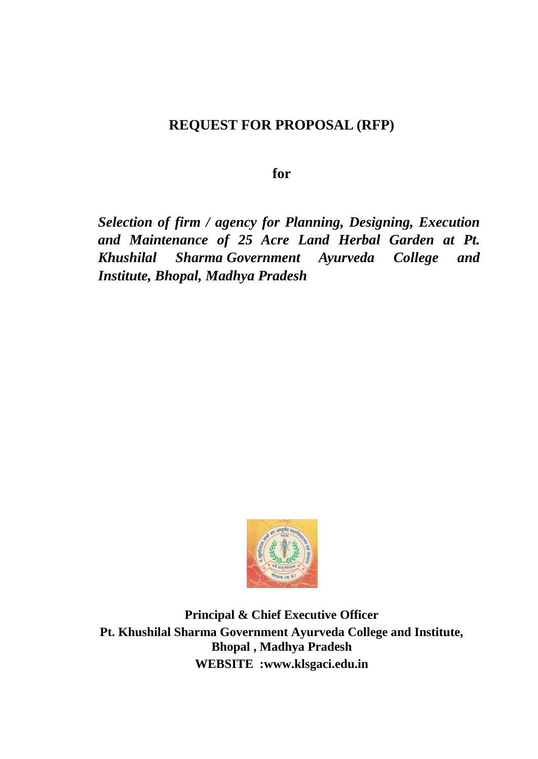# REQUEST FOR PROPOSAL (RFP)

**for**

***Selection of firm / agency for Planning, Designing, Execution and Maintenance of 25 Acre Land Herbal Garden at Pt. Khushilal Sharma Government Ayurveda College and Institute, Bhopal, Madhya Pradesh***

**Principal & Chief Executive Officer**
**Pt. Khushilal Sharma Government Ayurveda College and Institute,**
**Bhopal , Madhya Pradesh**
**WEBSITE :www.klsgaci.edu.in**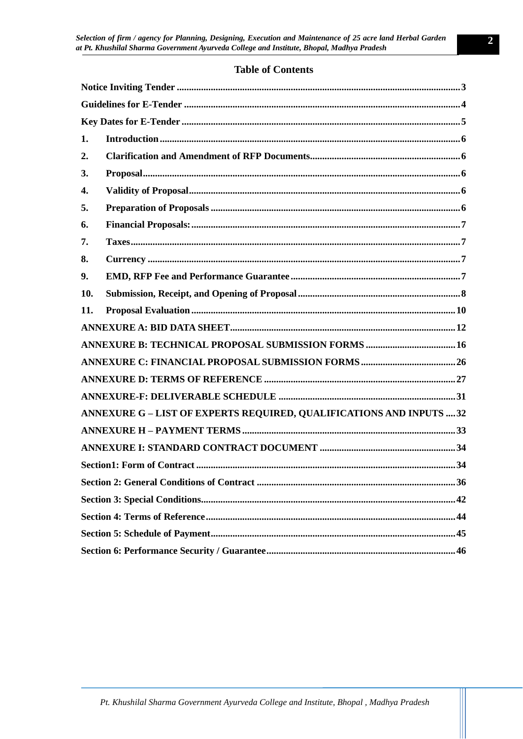## Table of Contents

| | | |
|---|---|---|
| **Notice Inviting Tender** | | **3** |
| **Guidelines for E-Tender** | | **4** |
| **Key Dates for E-Tender** | | **5** |
| **1.** | **Introduction** | **6** |
| **2.** | **Clarification and Amendment of RFP Documents** | **6** |
| **3.** | **Proposal** | **6** |
| **4.** | **Validity of Proposal** | **6** |
| **5.** | **Preparation of Proposals** | **6** |
| **6.** | **Financial Proposals:** | **7** |
| **7.** | **Taxes** | **7** |
| **8.** | **Currency** | **7** |
| **9.** | **EMD, RFP Fee and Performance Guarantee** | **7** |
| **10.** | **Submission, Receipt, and Opening of Proposal** | **8** |
| **11.** | **Proposal Evaluation** | **10** |
| **ANNEXURE A: BID DATA SHEET** | | **12** |
| **ANNEXURE B: TECHNICAL PROPOSAL SUBMISSION FORMS** | | **16** |
| **ANNEXURE C: FINANCIAL PROPOSAL SUBMISSION FORMS** | | **26** |
| **ANNEXURE D: TERMS OF REFERENCE** | | **27** |
| **ANNEXURE-F: DELIVERABLE SCHEDULE** | | **31** |
| **ANNEXURE G – LIST OF EXPERTS REQUIRED, QUALIFICATIONS AND INPUTS** | | **32** |
| **ANNEXURE H – PAYMENT TERMS** | | **33** |
| **ANNEXURE I: STANDARD CONTRACT DOCUMENT** | | **34** |
| **Section1: Form of Contract** | | **34** |
| **Section 2: General Conditions of Contract** | | **36** |
| **Section 3: Special Conditions** | | **42** |
| **Section 4: Terms of Reference** | | **44** |
| **Section 5: Schedule of Payment** | | **45** |
| **Section 6: Performance Security / Guarantee** | | **46** |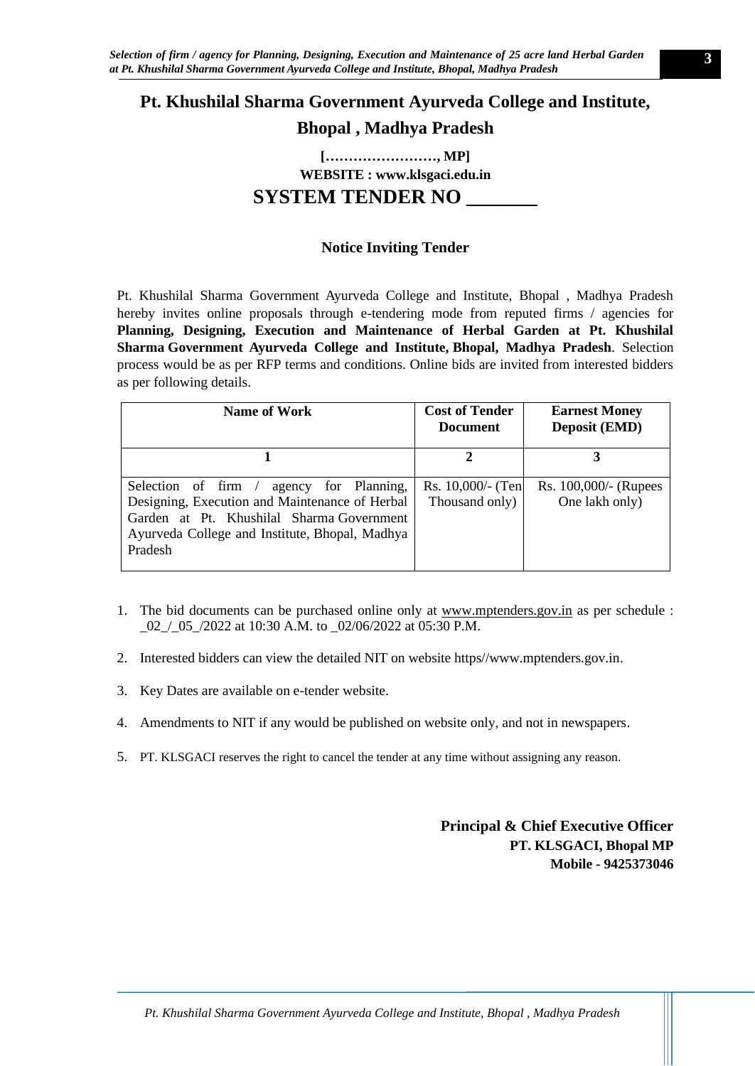# Pt. Khushilal Sharma Government Ayurveda College and Institute, Bhopal , Madhya Pradesh

**[……………………, MP]**

**WEBSITE : www.klsgaci.edu.in**

## SYSTEM TENDER NO _______

### Notice Inviting Tender

Pt. Khushilal Sharma Government Ayurveda College and Institute, Bhopal , Madhya Pradesh hereby invites online proposals through e-tendering mode from reputed firms / agencies for **Planning, Designing, Execution and Maintenance of Herbal Garden at Pt. Khushilal Sharma Government Ayurveda College and Institute, Bhopal, Madhya Pradesh**. Selection process would be as per RFP terms and conditions. Online bids are invited from interested bidders as per following details.

| Name of Work | Cost of Tender Document | Earnest Money Deposit (EMD) |
|---|---|---|
| 1 | 2 | 3 |
| Selection of firm / agency for Planning, Designing, Execution and Maintenance of Herbal Garden at Pt. Khushilal Sharma Government Ayurveda College and Institute, Bhopal, Madhya Pradesh | Rs. 10,000/- (Ten Thousand only) | Rs. 100,000/- (Rupees One lakh only) |

1. The bid documents can be purchased online only at www.mptenders.gov.in as per schedule : _02_/_05_/2022 at 10:30 A.M. to _02/06/2022 at 05:30 P.M.
2. Interested bidders can view the detailed NIT on website https//www.mptenders.gov.in.
3. Key Dates are available on e-tender website.
4. Amendments to NIT if any would be published on website only, and not in newspapers.
5. PT. KLSGACI reserves the right to cancel the tender at any time without assigning any reason.

**Principal & Chief Executive Officer**
**PT. KLSGACI, Bhopal MP**
**Mobile - 9425373046**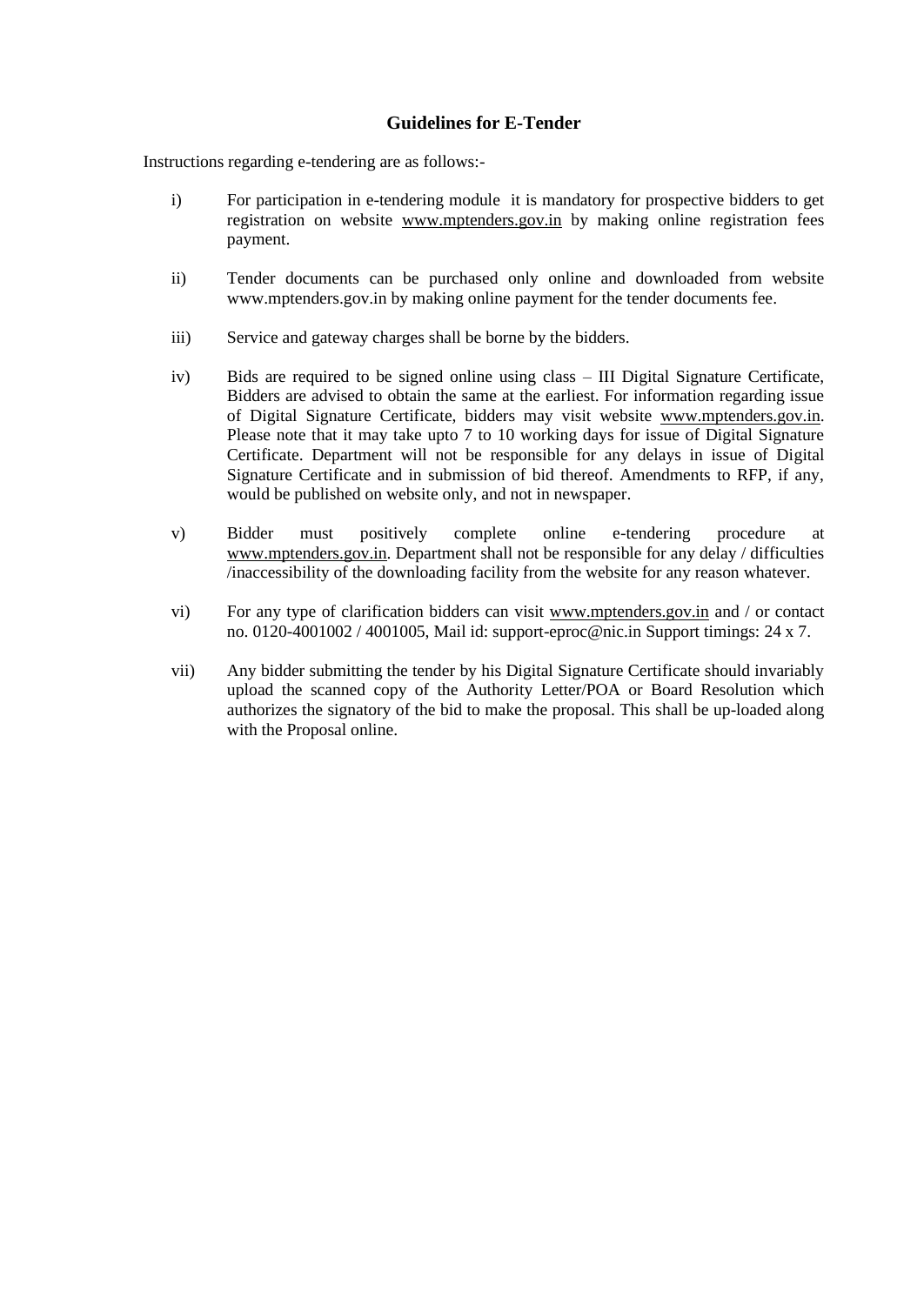## Guidelines for E-Tender

Instructions regarding e-tendering are as follows:-

i) For participation in e-tendering module it is mandatory for prospective bidders to get registration on website www.mptenders.gov.in by making online registration fees payment.

ii) Tender documents can be purchased only online and downloaded from website www.mptenders.gov.in by making online payment for the tender documents fee.

iii) Service and gateway charges shall be borne by the bidders.

iv) Bids are required to be signed online using class – III Digital Signature Certificate, Bidders are advised to obtain the same at the earliest. For information regarding issue of Digital Signature Certificate, bidders may visit website www.mptenders.gov.in. Please note that it may take upto 7 to 10 working days for issue of Digital Signature Certificate. Department will not be responsible for any delays in issue of Digital Signature Certificate and in submission of bid thereof. Amendments to RFP, if any, would be published on website only, and not in newspaper.

v) Bidder must positively complete online e-tendering procedure at www.mptenders.gov.in. Department shall not be responsible for any delay / difficulties /inaccessibility of the downloading facility from the website for any reason whatever.

vi) For any type of clarification bidders can visit www.mptenders.gov.in and / or contact no. 0120-4001002 / 4001005, Mail id: support-eproc@nic.in Support timings: 24 x 7.

vii) Any bidder submitting the tender by his Digital Signature Certificate should invariably upload the scanned copy of the Authority Letter/POA or Board Resolution which authorizes the signatory of the bid to make the proposal. This shall be up-loaded along with the Proposal online.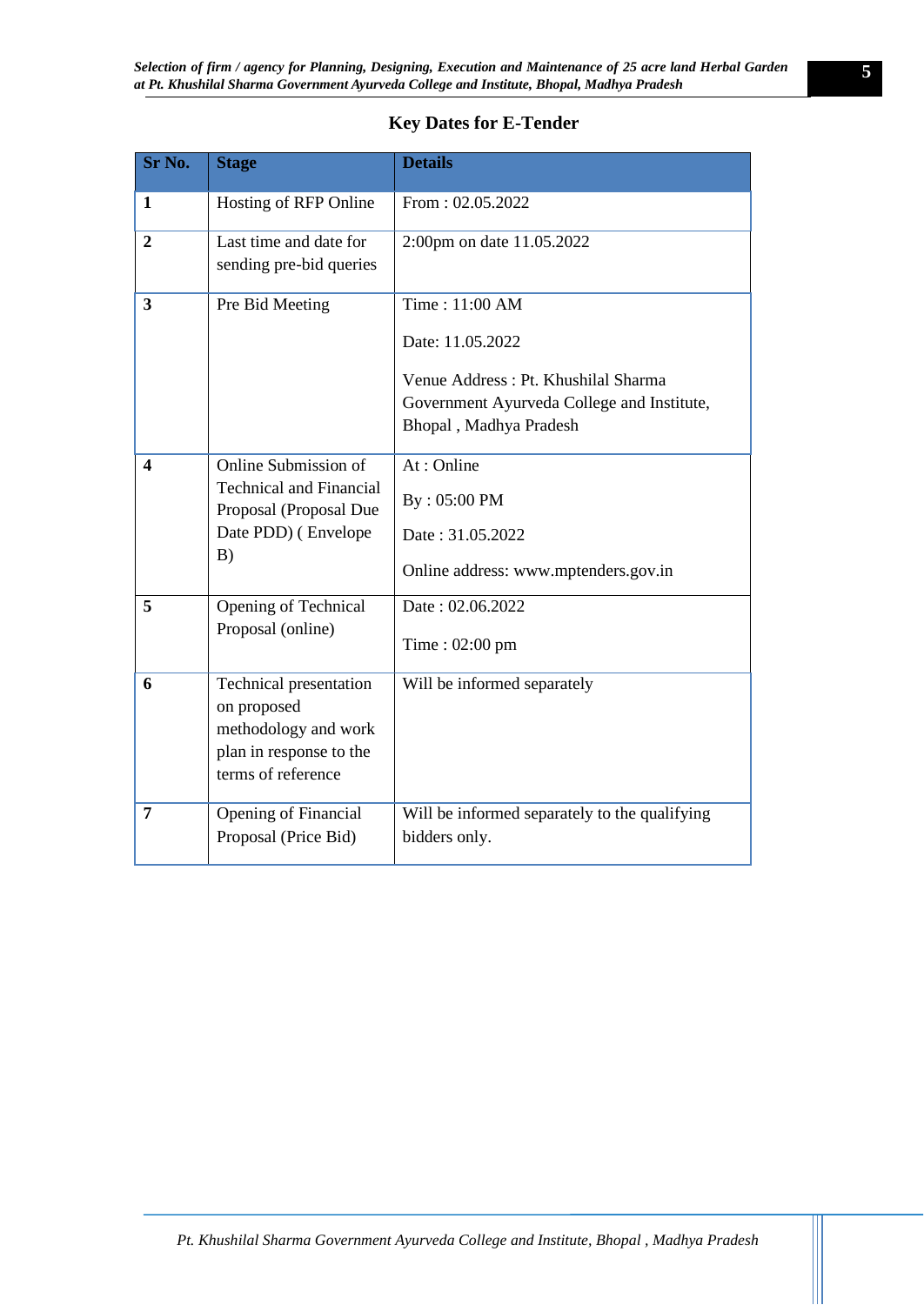## Key Dates for E-Tender

| Sr No. | Stage | Details |
|---|---|---|
| **1** | Hosting of RFP Online | From : 02.05.2022 |
| **2** | Last time and date for sending pre-bid queries | 2:00pm on date 11.05.2022 |
| **3** | Pre Bid Meeting | Time : 11:00 AM<br><br>Date: 11.05.2022<br><br>Venue Address : Pt. Khushilal Sharma Government Ayurveda College and Institute, Bhopal , Madhya Pradesh |
| **4** | Online Submission of Technical and Financial Proposal (Proposal Due Date PDD) ( Envelope B) | At : Online<br><br>By : 05:00 PM<br><br>Date : 31.05.2022<br><br>Online address: www.mptenders.gov.in |
| **5** | Opening of Technical Proposal (online) | Date : 02.06.2022<br><br>Time : 02:00 pm |
| **6** | Technical presentation on proposed methodology and work plan in response to the terms of reference | Will be informed separately |
| **7** | Opening of Financial Proposal (Price Bid) | Will be informed separately to the qualifying bidders only. |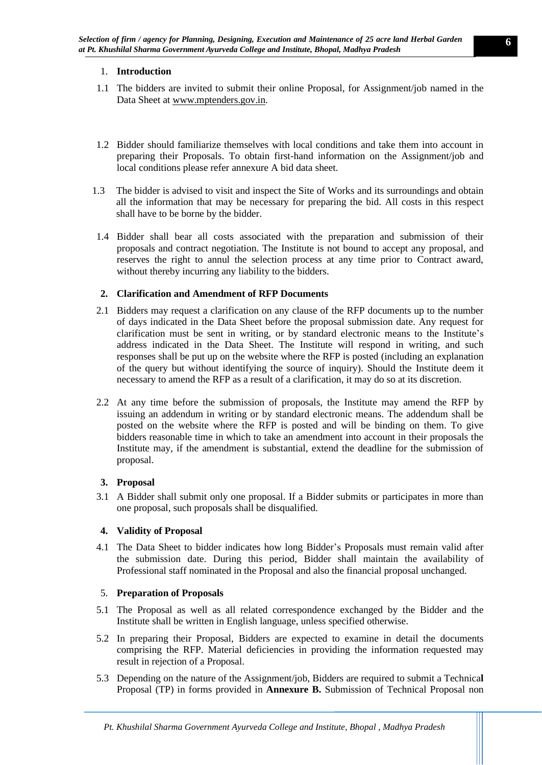## 1. Introduction

1.1 The bidders are invited to submit their online Proposal, for Assignment/job named in the Data Sheet at www.mptenders.gov.in.

1.2 Bidder should familiarize themselves with local conditions and take them into account in preparing their Proposals. To obtain first-hand information on the Assignment/job and local conditions please refer annexure A bid data sheet.

1.3 The bidder is advised to visit and inspect the Site of Works and its surroundings and obtain all the information that may be necessary for preparing the bid. All costs in this respect shall have to be borne by the bidder.

1.4 Bidder shall bear all costs associated with the preparation and submission of their proposals and contract negotiation. The Institute is not bound to accept any proposal, and reserves the right to annul the selection process at any time prior to Contract award, without thereby incurring any liability to the bidders.

## 2. Clarification and Amendment of RFP Documents

2.1 Bidders may request a clarification on any clause of the RFP documents up to the number of days indicated in the Data Sheet before the proposal submission date. Any request for clarification must be sent in writing, or by standard electronic means to the Institute's address indicated in the Data Sheet. The Institute will respond in writing, and such responses shall be put up on the website where the RFP is posted (including an explanation of the query but without identifying the source of inquiry). Should the Institute deem it necessary to amend the RFP as a result of a clarification, it may do so at its discretion.

2.2 At any time before the submission of proposals, the Institute may amend the RFP by issuing an addendum in writing or by standard electronic means. The addendum shall be posted on the website where the RFP is posted and will be binding on them. To give bidders reasonable time in which to take an amendment into account in their proposals the Institute may, if the amendment is substantial, extend the deadline for the submission of proposal.

## 3. Proposal

3.1 A Bidder shall submit only one proposal. If a Bidder submits or participates in more than one proposal, such proposals shall be disqualified.

## 4. Validity of Proposal

4.1 The Data Sheet to bidder indicates how long Bidder's Proposals must remain valid after the submission date. During this period, Bidder shall maintain the availability of Professional staff nominated in the Proposal and also the financial proposal unchanged.

## 5. Preparation of Proposals

5.1 The Proposal as well as all related correspondence exchanged by the Bidder and the Institute shall be written in English language, unless specified otherwise.

5.2 In preparing their Proposal, Bidders are expected to examine in detail the documents comprising the RFP. Material deficiencies in providing the information requested may result in rejection of a Proposal.

5.3 Depending on the nature of the Assignment/job, Bidders are required to submit a Technical Proposal (TP) in forms provided in **Annexure B.** Submission of Technical Proposal non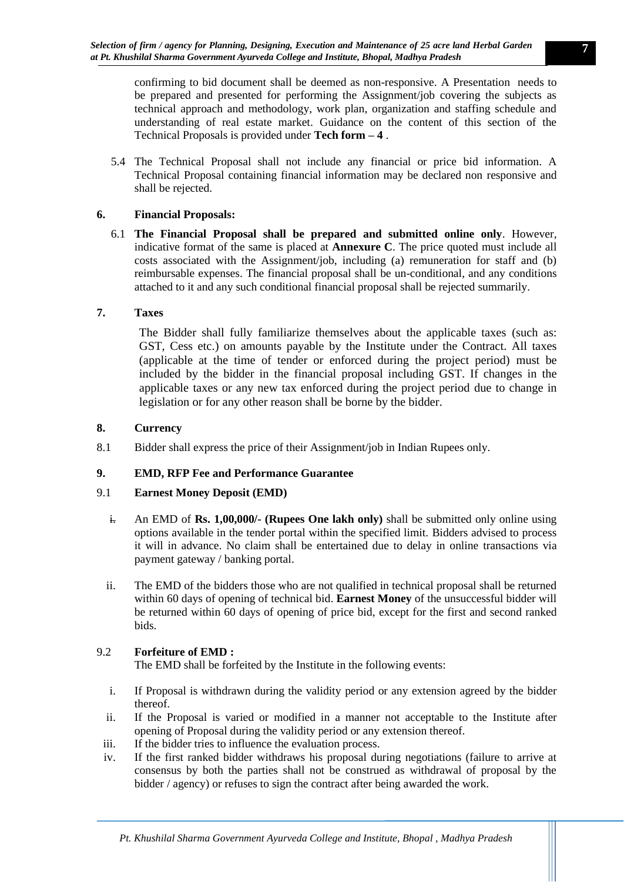confirming to bid document shall be deemed as non-responsive. A Presentation needs to be prepared and presented for performing the Assignment/job covering the subjects as technical approach and methodology, work plan, organization and staffing schedule and understanding of real estate market. Guidance on the content of this section of the Technical Proposals is provided under **Tech form – 4** .

5.4 The Technical Proposal shall not include any financial or price bid information. A Technical Proposal containing financial information may be declared non responsive and shall be rejected.

**6. Financial Proposals:**

6.1 **The Financial Proposal shall be prepared and submitted online only**. However, indicative format of the same is placed at **Annexure C**. The price quoted must include all costs associated with the Assignment/job, including (a) remuneration for staff and (b) reimbursable expenses. The financial proposal shall be un-conditional, and any conditions attached to it and any such conditional financial proposal shall be rejected summarily.

**7. Taxes**

The Bidder shall fully familiarize themselves about the applicable taxes (such as: GST, Cess etc.) on amounts payable by the Institute under the Contract. All taxes (applicable at the time of tender or enforced during the project period) must be included by the bidder in the financial proposal including GST. If changes in the applicable taxes or any new tax enforced during the project period due to change in legislation or for any other reason shall be borne by the bidder.

**8. Currency**

8.1 Bidder shall express the price of their Assignment/job in Indian Rupees only.

**9. EMD, RFP Fee and Performance Guarantee**

9.1 **Earnest Money Deposit (EMD)**

i. An EMD of **Rs. 1,00,000/- (Rupees One lakh only)** shall be submitted only online using options available in the tender portal within the specified limit. Bidders advised to process it will in advance. No claim shall be entertained due to delay in online transactions via payment gateway / banking portal.

ii. The EMD of the bidders those who are not qualified in technical proposal shall be returned within 60 days of opening of technical bid. **Earnest Money** of the unsuccessful bidder will be returned within 60 days of opening of price bid, except for the first and second ranked bids.

9.2 **Forfeiture of EMD :**
The EMD shall be forfeited by the Institute in the following events:

i. If Proposal is withdrawn during the validity period or any extension agreed by the bidder thereof.
ii. If the Proposal is varied or modified in a manner not acceptable to the Institute after opening of Proposal during the validity period or any extension thereof.
iii. If the bidder tries to influence the evaluation process.
iv. If the first ranked bidder withdraws his proposal during negotiations (failure to arrive at consensus by both the parties shall not be construed as withdrawal of proposal by the bidder / agency) or refuses to sign the contract after being awarded the work.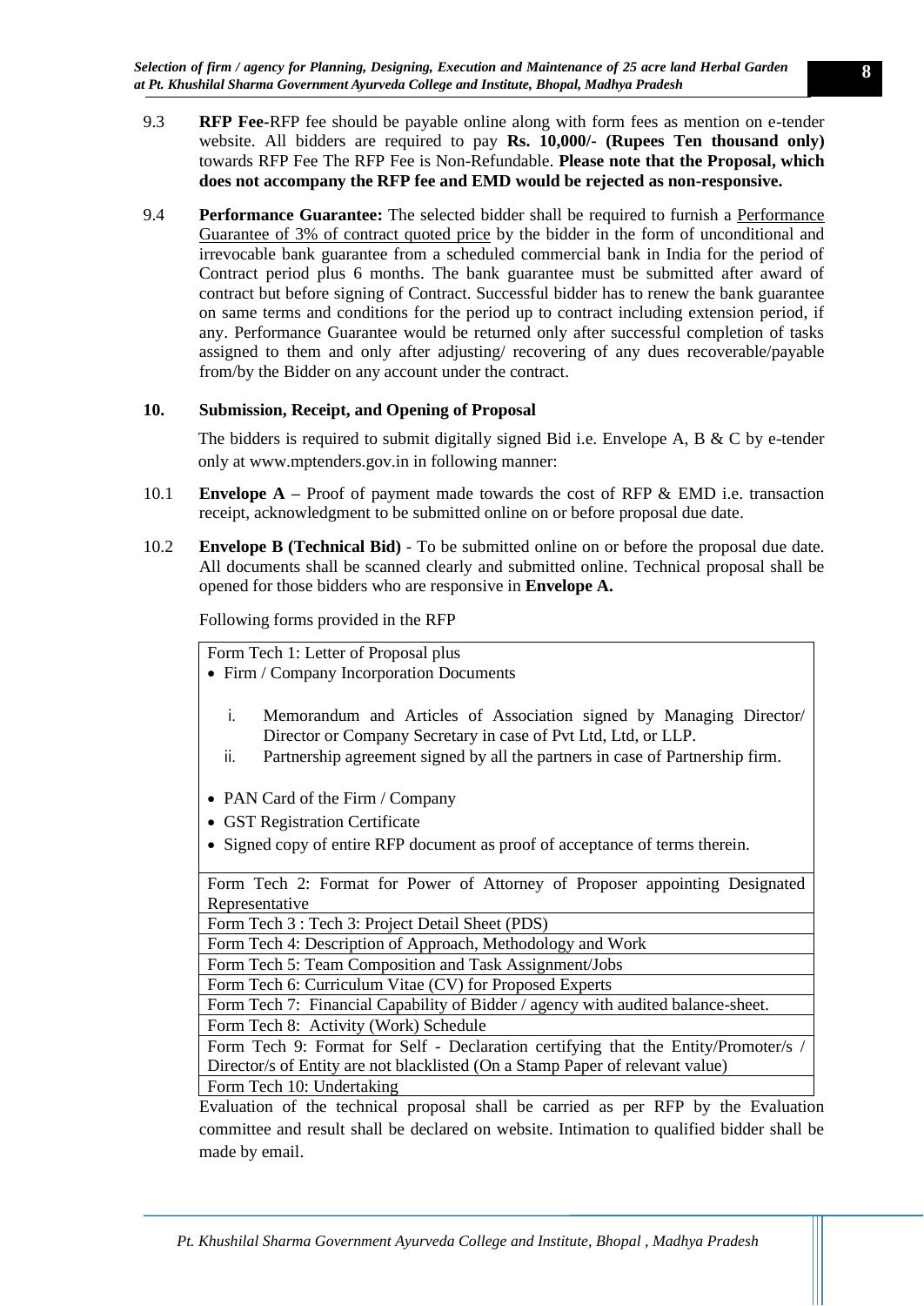9.3 **RFP Fee**-RFP fee should be payable online along with form fees as mention on e-tender website. All bidders are required to pay **Rs. 10,000/- (Rupees Ten thousand only)** towards RFP Fee The RFP Fee is Non-Refundable. **Please note that the Proposal, which does not accompany the RFP fee and EMD would be rejected as non-responsive.**

9.4 **Performance Guarantee:** The selected bidder shall be required to furnish a <u>Performance Guarantee of 3% of contract quoted price</u> by the bidder in the form of unconditional and irrevocable bank guarantee from a scheduled commercial bank in India for the period of Contract period plus 6 months. The bank guarantee must be submitted after award of contract but before signing of Contract. Successful bidder has to renew the bank guarantee on same terms and conditions for the period up to contract including extension period, if any. Performance Guarantee would be returned only after successful completion of tasks assigned to them and only after adjusting/ recovering of any dues recoverable/payable from/by the Bidder on any account under the contract.

## 10. Submission, Receipt, and Opening of Proposal

The bidders is required to submit digitally signed Bid i.e. Envelope A, B & C by e-tender only at www.mptenders.gov.in in following manner:

10.1 **Envelope A –** Proof of payment made towards the cost of RFP & EMD i.e. transaction receipt, acknowledgment to be submitted online on or before proposal due date.

10.2 **Envelope B (Technical Bid)** - To be submitted online on or before the proposal due date. All documents shall be scanned clearly and submitted online. Technical proposal shall be opened for those bidders who are responsive in **Envelope A.**

Following forms provided in the RFP

| Form Tech 1: Letter of Proposal plus<br>• Firm / Company Incorporation Documents<br>i. Memorandum and Articles of Association signed by Managing Director/ Director or Company Secretary in case of Pvt Ltd, Ltd, or LLP.<br>ii. Partnership agreement signed by all the partners in case of Partnership firm.<br>• PAN Card of the Firm / Company<br>• GST Registration Certificate<br>• Signed copy of entire RFP document as proof of acceptance of terms therein. |
|---|
| Form Tech 2: Format for Power of Attorney of Proposer appointing Designated Representative |
| Form Tech 3 : Tech 3: Project Detail Sheet (PDS) |
| Form Tech 4: Description of Approach, Methodology and Work |
| Form Tech 5: Team Composition and Task Assignment/Jobs |
| Form Tech 6: Curriculum Vitae (CV) for Proposed Experts |
| Form Tech 7: Financial Capability of Bidder / agency with audited balance-sheet. |
| Form Tech 8: Activity (Work) Schedule |
| Form Tech 9: Format for Self - Declaration certifying that the Entity/Promoter/s / Director/s of Entity are not blacklisted (On a Stamp Paper of relevant value) |
| Form Tech 10: Undertaking |

Evaluation of the technical proposal shall be carried as per RFP by the Evaluation committee and result shall be declared on website. Intimation to qualified bidder shall be made by email.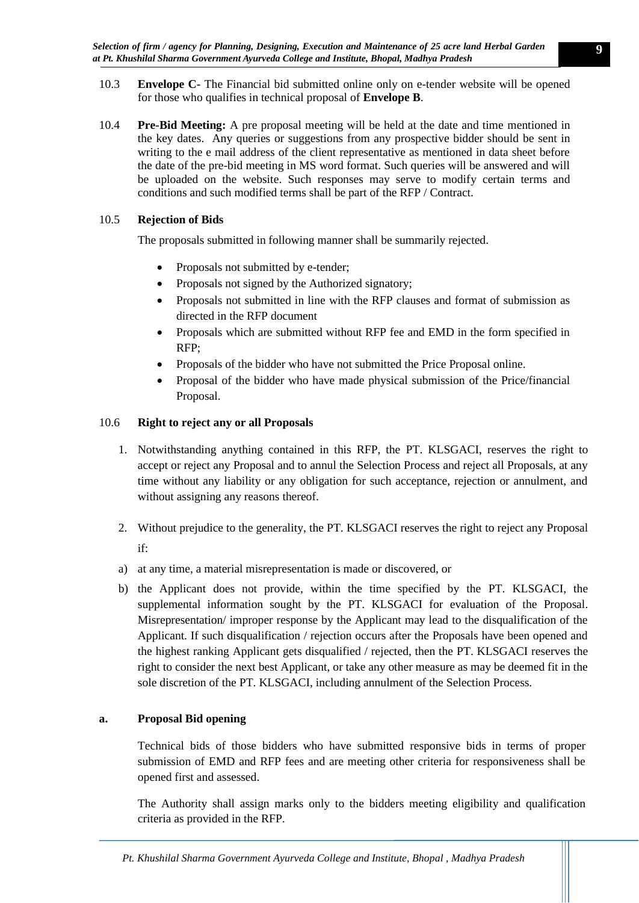10.3 **Envelope C-** The Financial bid submitted online only on e-tender website will be opened for those who qualifies in technical proposal of **Envelope B**.

10.4 **Pre-Bid Meeting:** A pre proposal meeting will be held at the date and time mentioned in the key dates. Any queries or suggestions from any prospective bidder should be sent in writing to the e mail address of the client representative as mentioned in data sheet before the date of the pre-bid meeting in MS word format. Such queries will be answered and will be uploaded on the website. Such responses may serve to modify certain terms and conditions and such modified terms shall be part of the RFP / Contract.

10.5 **Rejection of Bids**

The proposals submitted in following manner shall be summarily rejected.

- Proposals not submitted by e-tender;
- Proposals not signed by the Authorized signatory;
- Proposals not submitted in line with the RFP clauses and format of submission as directed in the RFP document
- Proposals which are submitted without RFP fee and EMD in the form specified in RFP;
- Proposals of the bidder who have not submitted the Price Proposal online.
- Proposal of the bidder who have made physical submission of the Price/financial Proposal.

10.6 **Right to reject any or all Proposals**

1. Notwithstanding anything contained in this RFP, the PT. KLSGACI, reserves the right to accept or reject any Proposal and to annul the Selection Process and reject all Proposals, at any time without any liability or any obligation for such acceptance, rejection or annulment, and without assigning any reasons thereof.

2. Without prejudice to the generality, the PT. KLSGACI reserves the right to reject any Proposal if:

a) at any time, a material misrepresentation is made or discovered, or

b) the Applicant does not provide, within the time specified by the PT. KLSGACI, the supplemental information sought by the PT. KLSGACI for evaluation of the Proposal. Misrepresentation/ improper response by the Applicant may lead to the disqualification of the Applicant. If such disqualification / rejection occurs after the Proposals have been opened and the highest ranking Applicant gets disqualified / rejected, then the PT. KLSGACI reserves the right to consider the next best Applicant, or take any other measure as may be deemed fit in the sole discretion of the PT. KLSGACI, including annulment of the Selection Process.

**a. Proposal Bid opening**

Technical bids of those bidders who have submitted responsive bids in terms of proper submission of EMD and RFP fees and are meeting other criteria for responsiveness shall be opened first and assessed.

The Authority shall assign marks only to the bidders meeting eligibility and qualification criteria as provided in the RFP.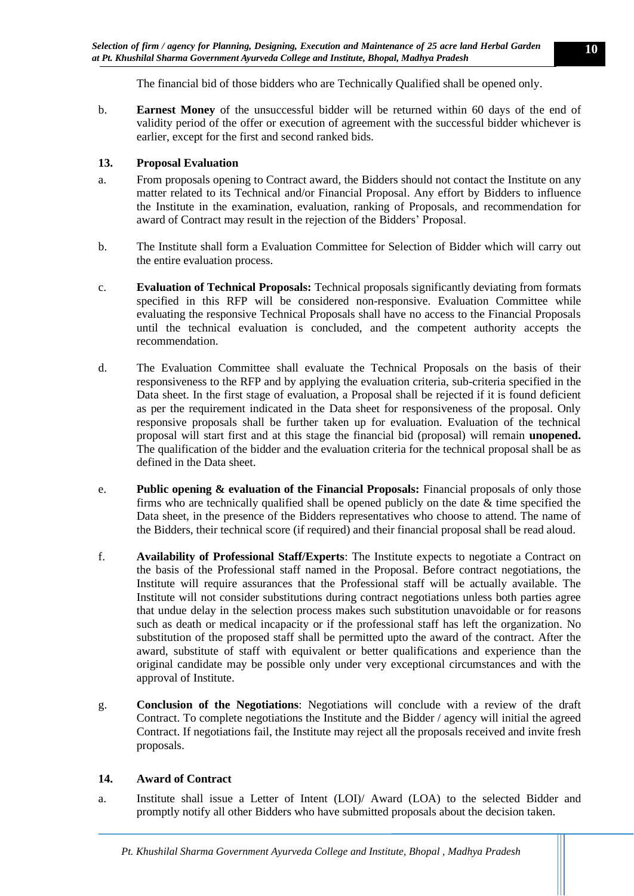The financial bid of those bidders who are Technically Qualified shall be opened only.

b. **Earnest Money** of the unsuccessful bidder will be returned within 60 days of the end of validity period of the offer or execution of agreement with the successful bidder whichever is earlier, except for the first and second ranked bids.

**13. Proposal Evaluation**

a. From proposals opening to Contract award, the Bidders should not contact the Institute on any matter related to its Technical and/or Financial Proposal. Any effort by Bidders to influence the Institute in the examination, evaluation, ranking of Proposals, and recommendation for award of Contract may result in the rejection of the Bidders' Proposal.

b. The Institute shall form a Evaluation Committee for Selection of Bidder which will carry out the entire evaluation process.

c. **Evaluation of Technical Proposals:** Technical proposals significantly deviating from formats specified in this RFP will be considered non-responsive. Evaluation Committee while evaluating the responsive Technical Proposals shall have no access to the Financial Proposals until the technical evaluation is concluded, and the competent authority accepts the recommendation.

d. The Evaluation Committee shall evaluate the Technical Proposals on the basis of their responsiveness to the RFP and by applying the evaluation criteria, sub-criteria specified in the Data sheet. In the first stage of evaluation, a Proposal shall be rejected if it is found deficient as per the requirement indicated in the Data sheet for responsiveness of the proposal. Only responsive proposals shall be further taken up for evaluation. Evaluation of the technical proposal will start first and at this stage the financial bid (proposal) will remain **unopened.** The qualification of the bidder and the evaluation criteria for the technical proposal shall be as defined in the Data sheet.

e. **Public opening & evaluation of the Financial Proposals:** Financial proposals of only those firms who are technically qualified shall be opened publicly on the date & time specified the Data sheet, in the presence of the Bidders representatives who choose to attend. The name of the Bidders, their technical score (if required) and their financial proposal shall be read aloud.

f. **Availability of Professional Staff/Experts**: The Institute expects to negotiate a Contract on the basis of the Professional staff named in the Proposal. Before contract negotiations, the Institute will require assurances that the Professional staff will be actually available. The Institute will not consider substitutions during contract negotiations unless both parties agree that undue delay in the selection process makes such substitution unavoidable or for reasons such as death or medical incapacity or if the professional staff has left the organization. No substitution of the proposed staff shall be permitted upto the award of the contract. After the award, substitute of staff with equivalent or better qualifications and experience than the original candidate may be possible only under very exceptional circumstances and with the approval of Institute.

g. **Conclusion of the Negotiations**: Negotiations will conclude with a review of the draft Contract. To complete negotiations the Institute and the Bidder / agency will initial the agreed Contract. If negotiations fail, the Institute may reject all the proposals received and invite fresh proposals.

**14. Award of Contract**

a. Institute shall issue a Letter of Intent (LOI)/ Award (LOA) to the selected Bidder and promptly notify all other Bidders who have submitted proposals about the decision taken.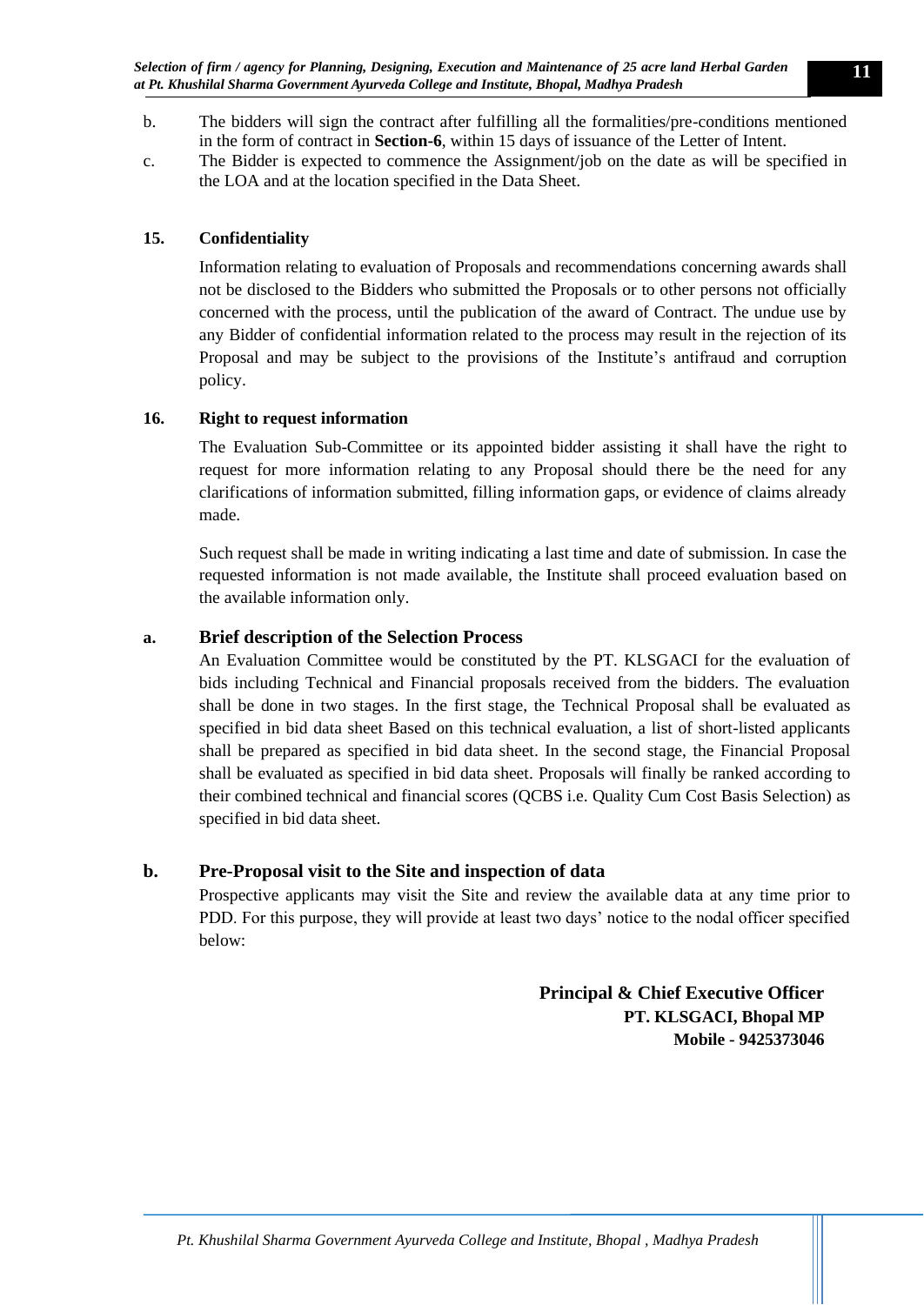b. The bidders will sign the contract after fulfilling all the formalities/pre-conditions mentioned in the form of contract in **Section-6**, within 15 days of issuance of the Letter of Intent.

c. The Bidder is expected to commence the Assignment/job on the date as will be specified in the LOA and at the location specified in the Data Sheet.

**15. Confidentiality**

Information relating to evaluation of Proposals and recommendations concerning awards shall not be disclosed to the Bidders who submitted the Proposals or to other persons not officially concerned with the process, until the publication of the award of Contract. The undue use by any Bidder of confidential information related to the process may result in the rejection of its Proposal and may be subject to the provisions of the Institute's antifraud and corruption policy.

**16. Right to request information**

The Evaluation Sub-Committee or its appointed bidder assisting it shall have the right to request for more information relating to any Proposal should there be the need for any clarifications of information submitted, filling information gaps, or evidence of claims already made.

Such request shall be made in writing indicating a last time and date of submission. In case the requested information is not made available, the Institute shall proceed evaluation based on the available information only.

**a. Brief description of the Selection Process**

An Evaluation Committee would be constituted by the PT. KLSGACI for the evaluation of bids including Technical and Financial proposals received from the bidders. The evaluation shall be done in two stages. In the first stage, the Technical Proposal shall be evaluated as specified in bid data sheet Based on this technical evaluation, a list of short-listed applicants shall be prepared as specified in bid data sheet. In the second stage, the Financial Proposal shall be evaluated as specified in bid data sheet. Proposals will finally be ranked according to their combined technical and financial scores (QCBS i.e. Quality Cum Cost Basis Selection) as specified in bid data sheet.

**b. Pre-Proposal visit to the Site and inspection of data**

Prospective applicants may visit the Site and review the available data at any time prior to PDD. For this purpose, they will provide at least two days' notice to the nodal officer specified below:

**Principal & Chief Executive Officer**
**PT. KLSGACI, Bhopal MP**
**Mobile - 9425373046**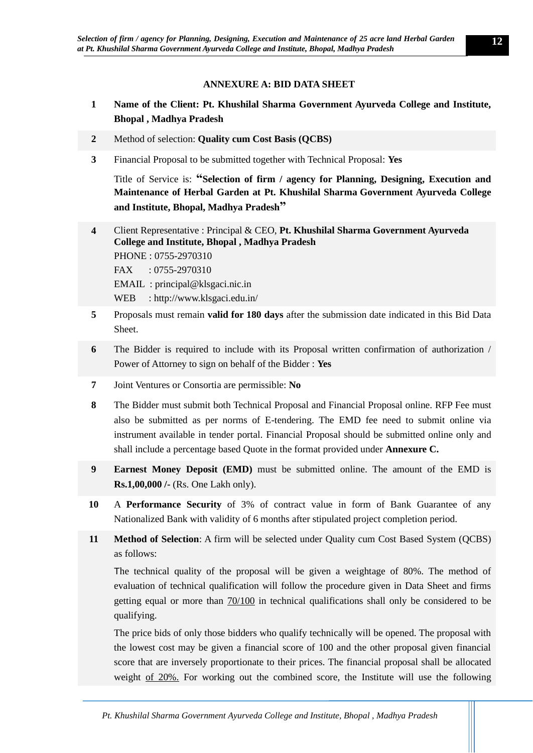### ANNEXURE A: BID DATA SHEET

**1** **Name of the Client: Pt. Khushilal Sharma Government Ayurveda College and Institute, Bhopal , Madhya Pradesh**

**2** Method of selection: **Quality cum Cost Basis (QCBS)**

**3** Financial Proposal to be submitted together with Technical Proposal: **Yes**

Title of Service is: **"Selection of firm / agency for Planning, Designing, Execution and Maintenance of Herbal Garden at Pt. Khushilal Sharma Government Ayurveda College and Institute, Bhopal, Madhya Pradesh"**

**4** Client Representative : Principal & CEO, **Pt. Khushilal Sharma Government Ayurveda College and Institute, Bhopal , Madhya Pradesh**

PHONE : 0755-2970310

FAX : 0755-2970310

EMAIL : principal@klsgaci.nic.in

WEB : http://www.klsgaci.edu.in/

**5** Proposals must remain **valid for 180 days** after the submission date indicated in this Bid Data Sheet.

**6** The Bidder is required to include with its Proposal written confirmation of authorization / Power of Attorney to sign on behalf of the Bidder : **Yes**

**7** Joint Ventures or Consortia are permissible: **No**

**8** The Bidder must submit both Technical Proposal and Financial Proposal online. RFP Fee must also be submitted as per norms of E-tendering. The EMD fee need to submit online via instrument available in tender portal. Financial Proposal should be submitted online only and shall include a percentage based Quote in the format provided under **Annexure C.**

**9** **Earnest Money Deposit (EMD)** must be submitted online. The amount of the EMD is **Rs.1,00,000 /-** (Rs. One Lakh only).

**10** A **Performance Security** of 3% of contract value in form of Bank Guarantee of any Nationalized Bank with validity of 6 months after stipulated project completion period.

**11** **Method of Selection**: A firm will be selected under Quality cum Cost Based System (QCBS) as follows:

The technical quality of the proposal will be given a weightage of 80%. The method of evaluation of technical qualification will follow the procedure given in Data Sheet and firms getting equal or more than 70/100 in technical qualifications shall only be considered to be qualifying.

The price bids of only those bidders who qualify technically will be opened. The proposal with the lowest cost may be given a financial score of 100 and the other proposal given financial score that are inversely proportionate to their prices. The financial proposal shall be allocated weight of 20%. For working out the combined score, the Institute will use the following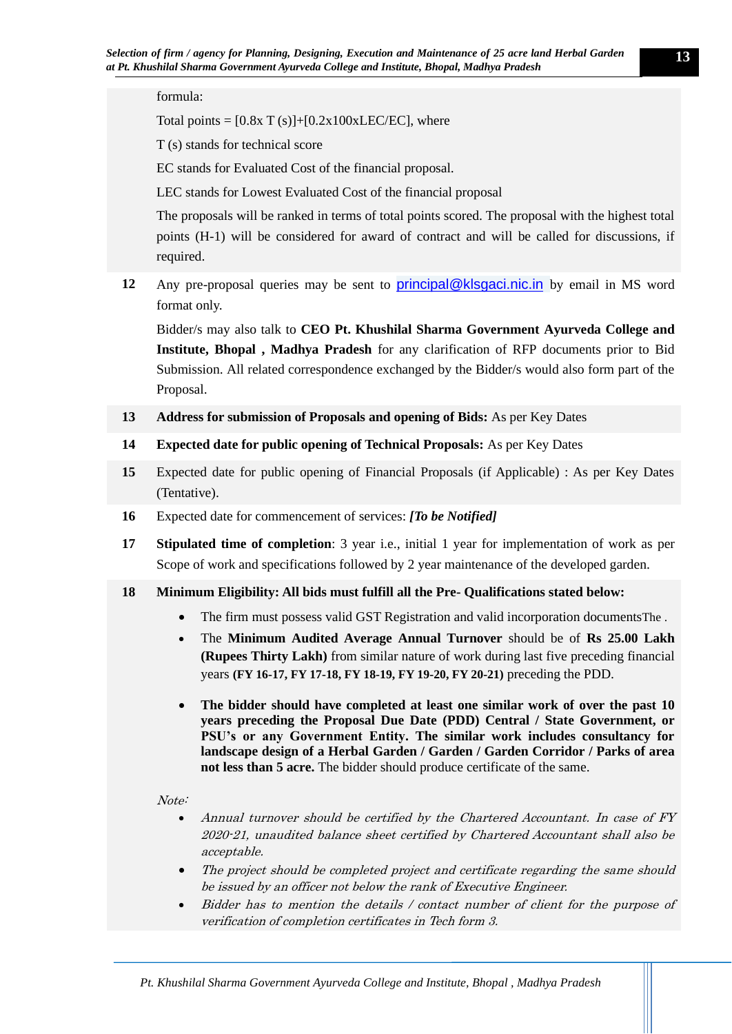formula:

Total points = $[0.8 \times T(s)] + [0.2 \times 100 \times LEC/EC]$, where

T (s) stands for technical score

EC stands for Evaluated Cost of the financial proposal.

LEC stands for Lowest Evaluated Cost of the financial proposal

The proposals will be ranked in terms of total points scored. The proposal with the highest total points (H-1) will be considered for award of contract and will be called for discussions, if required.

**12** Any pre-proposal queries may be sent to principal@klsgaci.nic.in by email in MS word format only.

Bidder/s may also talk to **CEO Pt. Khushilal Sharma Government Ayurveda College and Institute, Bhopal , Madhya Pradesh** for any clarification of RFP documents prior to Bid Submission. All related correspondence exchanged by the Bidder/s would also form part of the Proposal.

**13** **Address for submission of Proposals and opening of Bids:** As per Key Dates

**14** **Expected date for public opening of Technical Proposals:** As per Key Dates

**15** Expected date for public opening of Financial Proposals (if Applicable) : As per Key Dates (Tentative).

**16** Expected date for commencement of services: ***[To be Notified]***

**17** **Stipulated time of completion**: 3 year i.e., initial 1 year for implementation of work as per Scope of work and specifications followed by 2 year maintenance of the developed garden.

**18** **Minimum Eligibility: All bids must fulfill all the Pre- Qualifications stated below:**

- The firm must possess valid GST Registration and valid incorporation documentsThe .
- The **Minimum Audited Average Annual Turnover** should be of **Rs 25.00 Lakh (Rupees Thirty Lakh)** from similar nature of work during last five preceding financial years **(FY 16-17, FY 17-18, FY 18-19, FY 19-20, FY 20-21)** preceding the PDD.
- **The bidder should have completed at least one similar work of over the past 10 years preceding the Proposal Due Date (PDD) Central / State Government, or PSU's or any Government Entity. The similar work includes consultancy for landscape design of a Herbal Garden / Garden / Garden Corridor / Parks of area not less than 5 acre.** The bidder should produce certificate of the same.

*Note:*

- *Annual turnover should be certified by the Chartered Accountant. In case of FY 2020-21, unaudited balance sheet certified by Chartered Accountant shall also be acceptable.*
- *The project should be completed project and certificate regarding the same should be issued by an officer not below the rank of Executive Engineer.*
- *Bidder has to mention the details / contact number of client for the purpose of verification of completion certificates in Tech form 3.*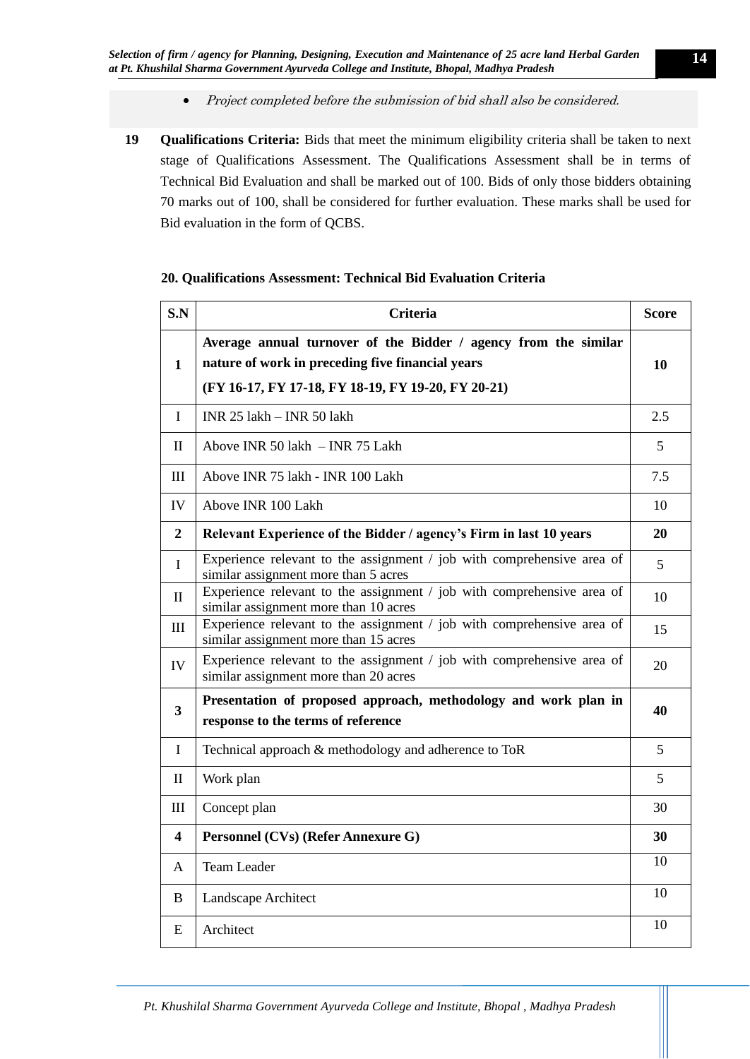- *Project completed before the submission of bid shall also be considered.*

**19 Qualifications Criteria:** Bids that meet the minimum eligibility criteria shall be taken to next stage of Qualifications Assessment. The Qualifications Assessment shall be in terms of Technical Bid Evaluation and shall be marked out of 100. Bids of only those bidders obtaining 70 marks out of 100, shall be considered for further evaluation. These marks shall be used for Bid evaluation in the form of QCBS.

**20. Qualifications Assessment: Technical Bid Evaluation Criteria**

| S.N | Criteria | Score |
|---|---|---|
| **1** | **Average annual turnover of the Bidder / agency from the similar nature of work in preceding five financial years** **(FY 16-17, FY 17-18, FY 18-19, FY 19-20, FY 20-21)** | **10** |
| I | INR 25 lakh – INR 50 lakh | 2.5 |
| II | Above INR 50 lakh – INR 75 Lakh | 5 |
| III | Above INR 75 lakh - INR 100 Lakh | 7.5 |
| IV | Above INR 100 Lakh | 10 |
| **2** | **Relevant Experience of the Bidder / agency's Firm in last 10 years** | **20** |
| I | Experience relevant to the assignment / job with comprehensive area of similar assignment more than 5 acres | 5 |
| II | Experience relevant to the assignment / job with comprehensive area of similar assignment more than 10 acres | 10 |
| III | Experience relevant to the assignment / job with comprehensive area of similar assignment more than 15 acres | 15 |
| IV | Experience relevant to the assignment / job with comprehensive area of similar assignment more than 20 acres | 20 |
| **3** | **Presentation of proposed approach, methodology and work plan in response to the terms of reference** | **40** |
| I | Technical approach & methodology and adherence to ToR | 5 |
| II | Work plan | 5 |
| III | Concept plan | 30 |
| **4** | **Personnel (CVs) (Refer Annexure G)** | **30** |
| A | Team Leader | 10 |
| B | Landscape Architect | 10 |
| E | Architect | 10 |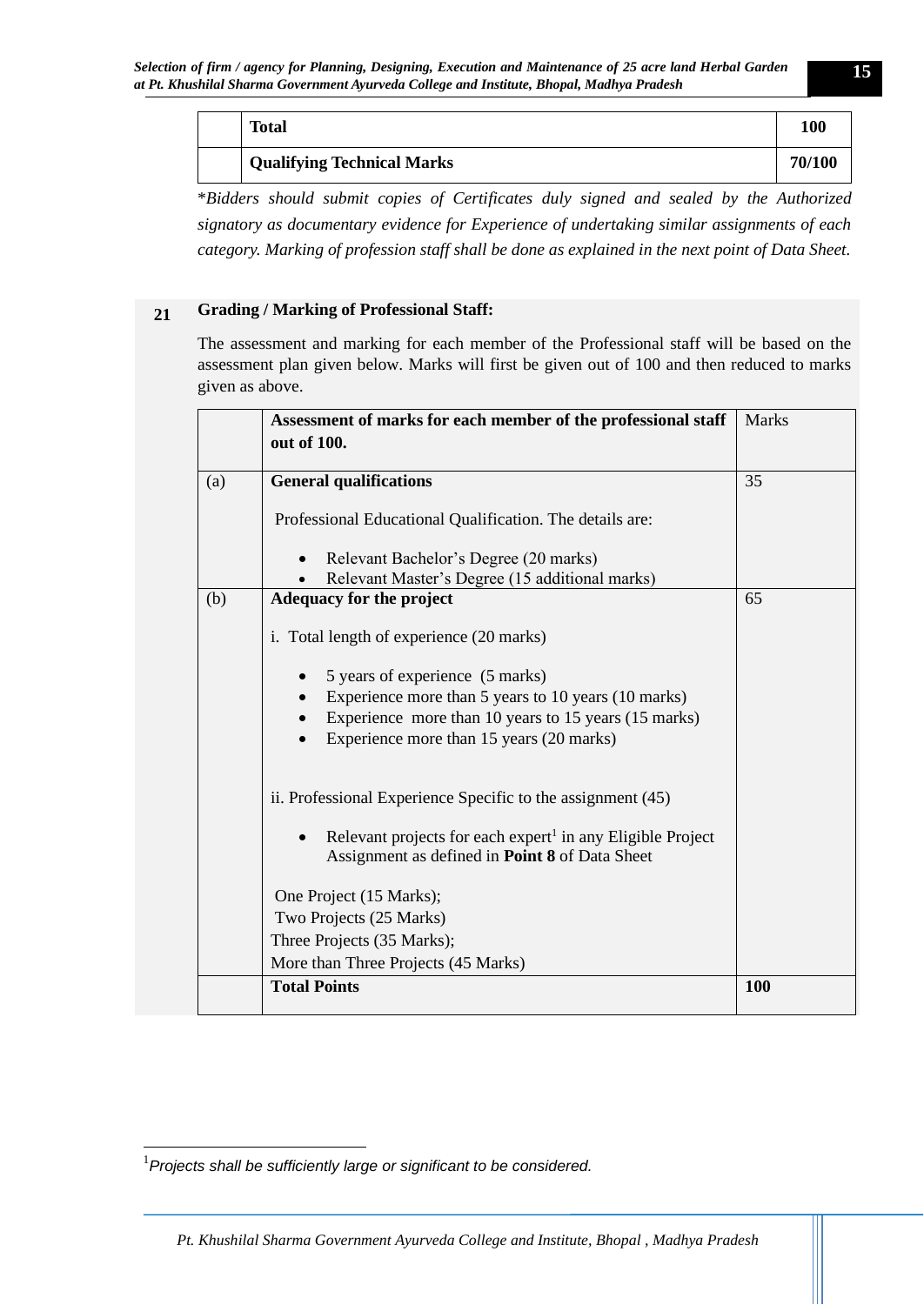| | Total | 100 |
|---|---|---|
| | **Qualifying Technical Marks** | **70/100** |

*\*Bidders should submit copies of Certificates duly signed and sealed by the Authorized signatory as documentary evidence for Experience of undertaking similar assignments of each category. Marking of profession staff shall be done as explained in the next point of Data Sheet.*

**21 Grading / Marking of Professional Staff:**

The assessment and marking for each member of the Professional staff will be based on the assessment plan given below. Marks will first be given out of 100 and then reduced to marks given as above.

| | **Assessment of marks for each member of the professional staff out of 100.** | Marks |
|---|---|---|
| (a) | **General qualifications**<br><br>Professional Educational Qualification. The details are:<br><br>• Relevant Bachelor's Degree (20 marks)<br>• Relevant Master's Degree (15 additional marks) | 35 |
| (b) | **Adequacy for the project**<br><br>i. Total length of experience (20 marks)<br><br>• 5 years of experience (5 marks)<br>• Experience more than 5 years to 10 years (10 marks)<br>• Experience more than 10 years to 15 years (15 marks)<br>• Experience more than 15 years (20 marks)<br><br>ii. Professional Experience Specific to the assignment (45)<br><br>• Relevant projects for each expert[1] in any Eligible Project Assignment as defined in **Point 8** of Data Sheet<br><br>One Project (15 Marks);<br>Two Projects (25 Marks)<br>Three Projects (35 Marks);<br>More than Three Projects (45 Marks) | 65 |
| | **Total Points** | **100** |

[1] *Projects shall be sufficiently large or significant to be considered.*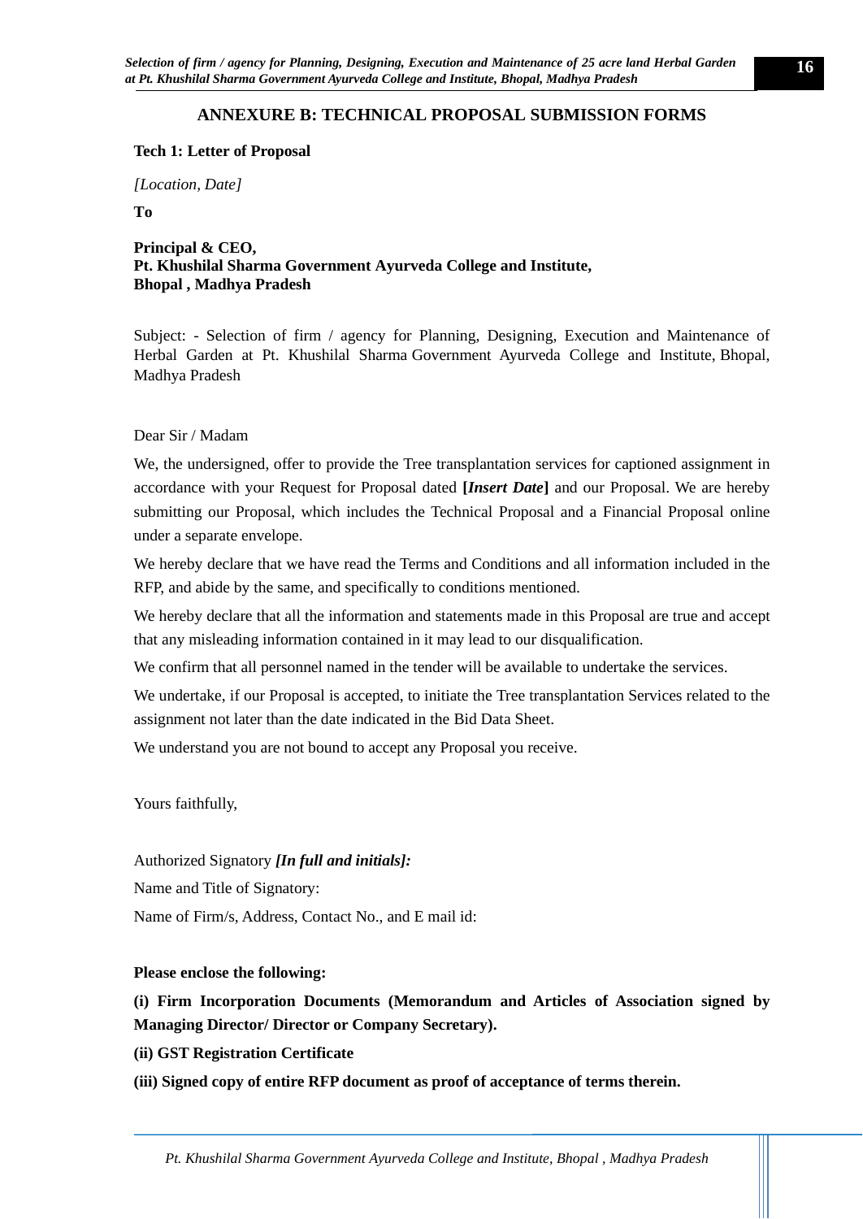## ANNEXURE B: TECHNICAL PROPOSAL SUBMISSION FORMS

**Tech 1: Letter of Proposal**

*[Location, Date]*

**To**

**Principal & CEO,**
**Pt. Khushilal Sharma Government Ayurveda College and Institute,**
**Bhopal , Madhya Pradesh**

Subject: - Selection of firm / agency for Planning, Designing, Execution and Maintenance of Herbal Garden at Pt. Khushilal Sharma Government Ayurveda College and Institute, Bhopal, Madhya Pradesh

Dear Sir / Madam

We, the undersigned, offer to provide the Tree transplantation services for captioned assignment in accordance with your Request for Proposal dated **[*Insert Date*]** and our Proposal. We are hereby submitting our Proposal, which includes the Technical Proposal and a Financial Proposal online under a separate envelope.

We hereby declare that we have read the Terms and Conditions and all information included in the RFP, and abide by the same, and specifically to conditions mentioned.

We hereby declare that all the information and statements made in this Proposal are true and accept that any misleading information contained in it may lead to our disqualification.

We confirm that all personnel named in the tender will be available to undertake the services.

We undertake, if our Proposal is accepted, to initiate the Tree transplantation Services related to the assignment not later than the date indicated in the Bid Data Sheet.

We understand you are not bound to accept any Proposal you receive.

Yours faithfully,

Authorized Signatory ***[In full and initials]:***

Name and Title of Signatory:

Name of Firm/s, Address, Contact No., and E mail id:

**Please enclose the following:**

**(i) Firm Incorporation Documents (Memorandum and Articles of Association signed by Managing Director/ Director or Company Secretary).**

**(ii) GST Registration Certificate**

**(iii) Signed copy of entire RFP document as proof of acceptance of terms therein.**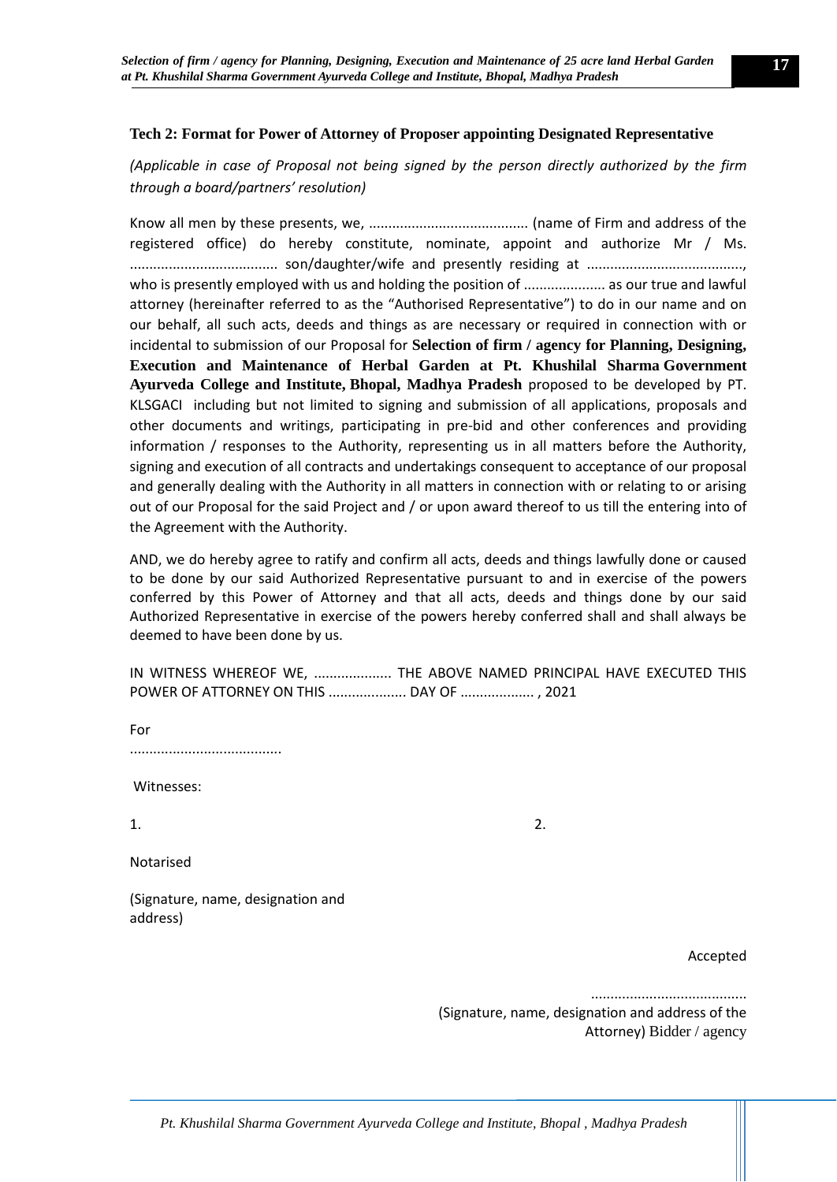### Tech 2: Format for Power of Attorney of Proposer appointing Designated Representative

*(Applicable in case of Proposal not being signed by the person directly authorized by the firm through a board/partners' resolution)*

Know all men by these presents, we, ......................................... (name of Firm and address of the registered office) do hereby constitute, nominate, appoint and authorize Mr / Ms. ..................................... son/daughter/wife and presently residing at ........................................, who is presently employed with us and holding the position of ..................... as our true and lawful attorney (hereinafter referred to as the "Authorised Representative") to do in our name and on our behalf, all such acts, deeds and things as are necessary or required in connection with or incidental to submission of our Proposal for **Selection of firm / agency for Planning, Designing, Execution and Maintenance of Herbal Garden at Pt. Khushilal Sharma Government Ayurveda College and Institute, Bhopal, Madhya Pradesh** proposed to be developed by PT. KLSGACI including but not limited to signing and submission of all applications, proposals and other documents and writings, participating in pre-bid and other conferences and providing information / responses to the Authority, representing us in all matters before the Authority, signing and execution of all contracts and undertakings consequent to acceptance of our proposal and generally dealing with the Authority in all matters in connection with or relating to or arising out of our Proposal for the said Project and / or upon award thereof to us till the entering into of the Agreement with the Authority.

AND, we do hereby agree to ratify and confirm all acts, deeds and things lawfully done or caused to be done by our said Authorized Representative pursuant to and in exercise of the powers conferred by this Power of Attorney and that all acts, deeds and things done by our said Authorized Representative in exercise of the powers hereby conferred shall and shall always be deemed to have been done by us.

IN WITNESS WHEREOF WE, .................... THE ABOVE NAMED PRINCIPAL HAVE EXECUTED THIS POWER OF ATTORNEY ON THIS .................... DAY OF ................... , 2021

For

.......................................

Witnesses:

1. 

2.

Notarised

(Signature, name, designation and address)

Accepted

.......................................

(Signature, name, designation and address of the Attorney) Bidder / agency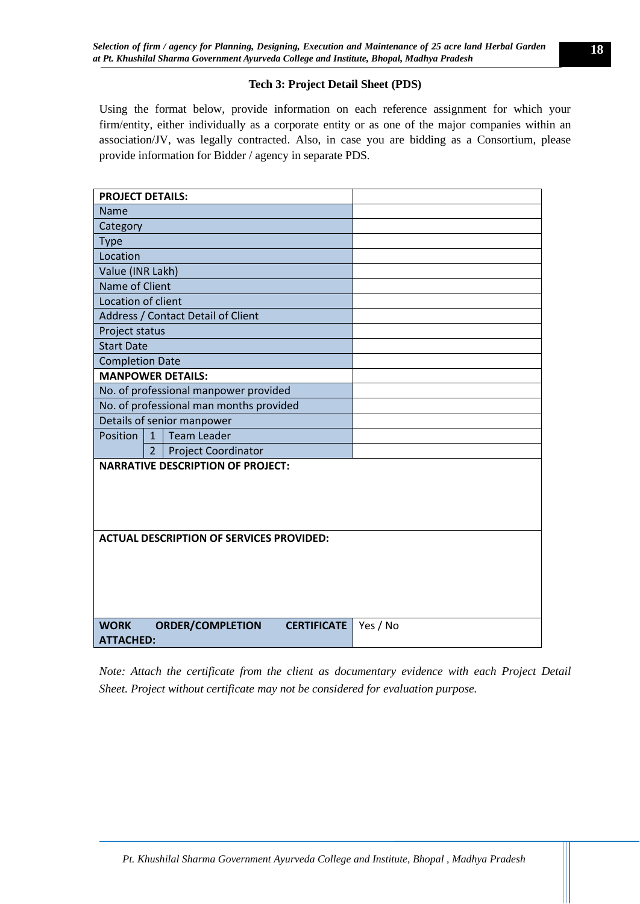### Tech 3: Project Detail Sheet (PDS)

Using the format below, provide information on each reference assignment for which your firm/entity, either individually as a corporate entity or as one of the major companies within an association/JV, was legally contracted. Also, in case you are bidding as a Consortium, please provide information for Bidder / agency in separate PDS.

| **PROJECT DETAILS:** | | | |
|---|---|---|---|
| Name | | | |
| Category | | | |
| Type | | | |
| Location | | | |
| Value (INR Lakh) | | | |
| Name of Client | | | |
| Location of client | | | |
| Address / Contact Detail of Client | | | |
| Project status | | | |
| Start Date | | | |
| Completion Date | | | |
| **MANPOWER DETAILS:** | | | |
| No. of professional manpower provided | | | |
| No. of professional man months provided | | | |
| Details of senior manpower | | | |
| Position | 1 | Team Leader | |
| | 2 | Project Coordinator | |
| **NARRATIVE DESCRIPTION OF PROJECT:** | | | |
| **ACTUAL DESCRIPTION OF SERVICES PROVIDED:** | | | |
| **WORK ORDER/COMPLETION CERTIFICATE ATTACHED:** | | | Yes / No |

*Note: Attach the certificate from the client as documentary evidence with each Project Detail Sheet. Project without certificate may not be considered for evaluation purpose.*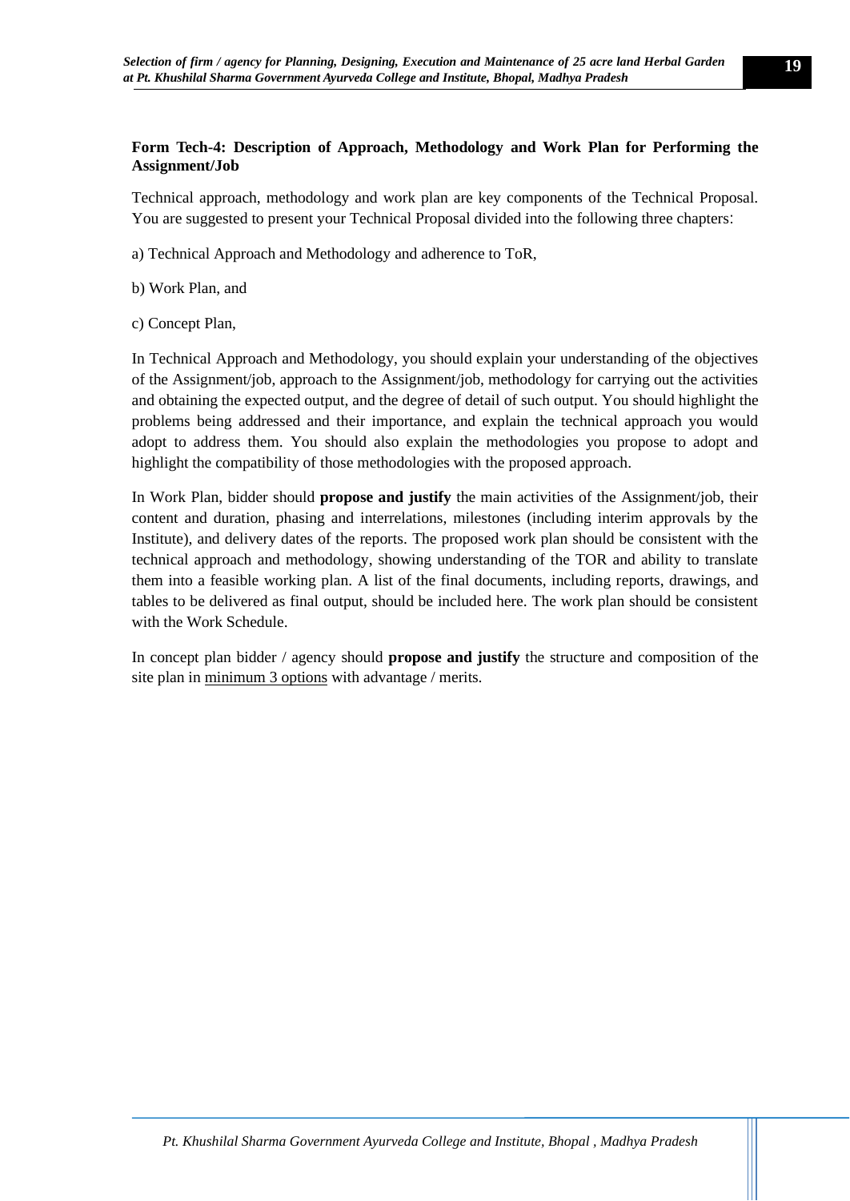**Form Tech-4: Description of Approach, Methodology and Work Plan for Performing the Assignment/Job**

Technical approach, methodology and work plan are key components of the Technical Proposal. You are suggested to present your Technical Proposal divided into the following three chapters:

a) Technical Approach and Methodology and adherence to ToR,

b) Work Plan, and

c) Concept Plan,

In Technical Approach and Methodology, you should explain your understanding of the objectives of the Assignment/job, approach to the Assignment/job, methodology for carrying out the activities and obtaining the expected output, and the degree of detail of such output. You should highlight the problems being addressed and their importance, and explain the technical approach you would adopt to address them. You should also explain the methodologies you propose to adopt and highlight the compatibility of those methodologies with the proposed approach.

In Work Plan, bidder should **propose and justify** the main activities of the Assignment/job, their content and duration, phasing and interrelations, milestones (including interim approvals by the Institute), and delivery dates of the reports. The proposed work plan should be consistent with the technical approach and methodology, showing understanding of the TOR and ability to translate them into a feasible working plan. A list of the final documents, including reports, drawings, and tables to be delivered as final output, should be included here. The work plan should be consistent with the Work Schedule.

In concept plan bidder / agency should **propose and justify** the structure and composition of the site plan in minimum 3 options with advantage / merits.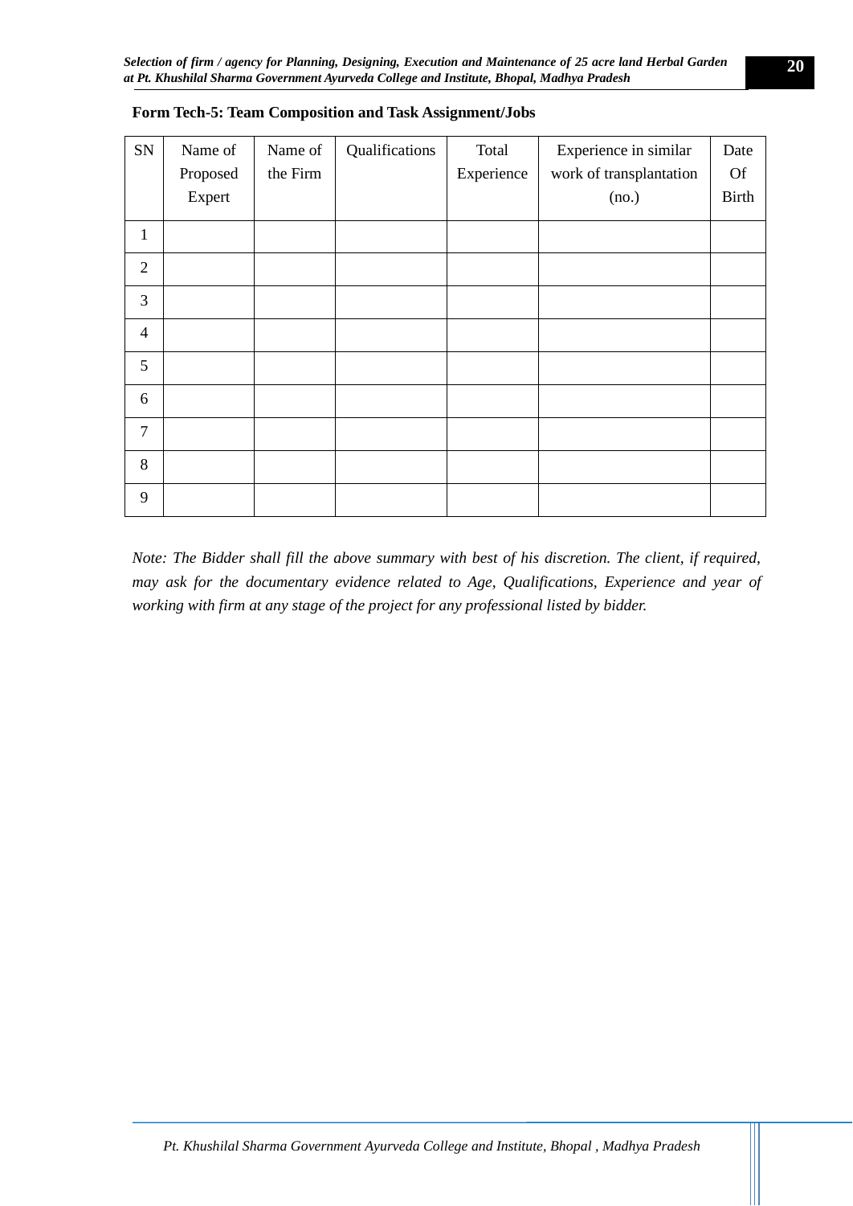**Form Tech-5: Team Composition and Task Assignment/Jobs**

| SN | Name of Proposed Expert | Name of the Firm | Qualifications | Total Experience | Experience in similar work of transplantation (no.) | Date Of Birth |
|---|---|---|---|---|---|---|
| 1 | | | | | | |
| 2 | | | | | | |
| 3 | | | | | | |
| 4 | | | | | | |
| 5 | | | | | | |
| 6 | | | | | | |
| 7 | | | | | | |
| 8 | | | | | | |
| 9 | | | | | | |

*Note: The Bidder shall fill the above summary with best of his discretion. The client, if required, may ask for the documentary evidence related to Age, Qualifications, Experience and year of working with firm at any stage of the project for any professional listed by bidder.*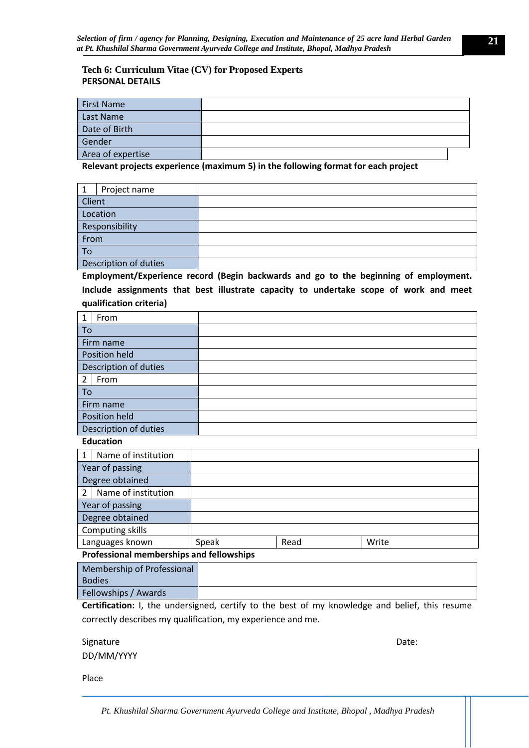## Tech 6: Curriculum Vitae (CV) for Proposed Experts

**PERSONAL DETAILS**

| | |
|---|---|
| First Name | |
| Last Name | |
| Date of Birth | |
| Gender | |
| Area of expertise | |

**Relevant projects experience (maximum 5) in the following format for each project**

| | | |
|---|---|---|
| 1 | Project name | |
| Client | | |
| Location | | |
| Responsibility | | |
| From | | |
| To | | |
| Description of duties | | |

**Employment/Experience record (Begin backwards and go to the beginning of employment. Include assignments that best illustrate capacity to undertake scope of work and meet qualification criteria)**

| | | |
|---|---|---|
| 1 | From | |
| To | | |
| Firm name | | |
| Position held | | |
| Description of duties | | |
| 2 | From | |
| To | | |
| Firm name | | |
| Position held | | |
| Description of duties | | |

**Education**

| | | | | |
|---|---|---|---|---|
| 1 | Name of institution | | | |
| Year of passing | | | | |
| Degree obtained | | | | |
| 2 | Name of institution | | | |
| Year of passing | | | | |
| Degree obtained | | | | |
| Computing skills | | | | |
| Languages known | | Speak | Read | Write |

**Professional memberships and fellowships**

| | |
|---|---|
| Membership of Professional Bodies | |
| Fellowships / Awards | |

**Certification:** I, the undersigned, certify to the best of my knowledge and belief, this resume correctly describes my qualification, my experience and me.

Signature

Date:

DD/MM/YYYY

Place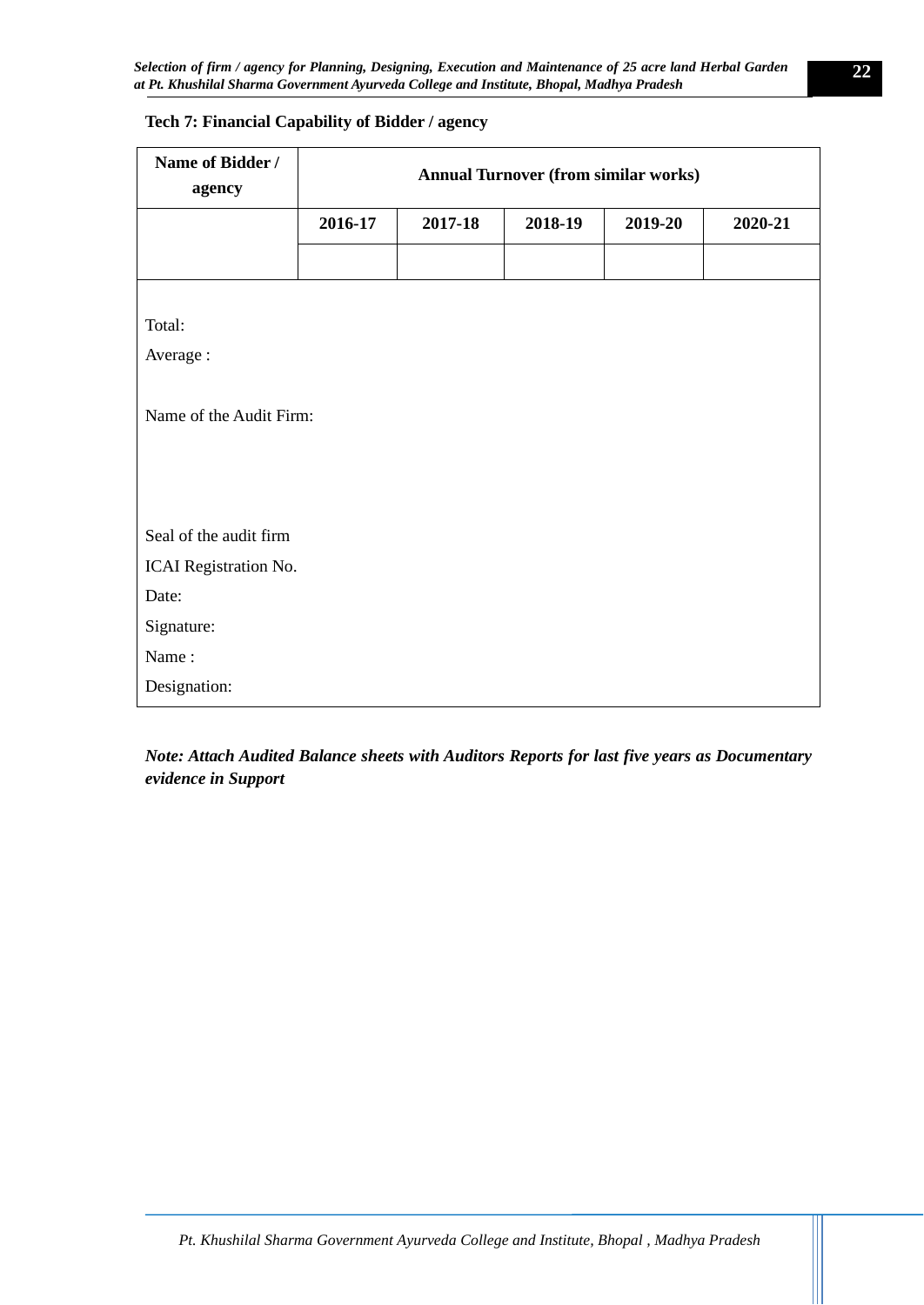**Tech 7: Financial Capability of Bidder / agency**

| Name of Bidder / agency | Annual Turnover (from similar works) | | | | |
|---|---|---|---|---|---|
| | 2016-17 | 2017-18 | 2018-19 | 2019-20 | 2020-21 |
| | | | | | |

Total:

Average :

Name of the Audit Firm:

Seal of the audit firm

ICAI Registration No.

Date:

Signature:

Name :

Designation:

***Note: Attach Audited Balance sheets with Auditors Reports for last five years as Documentary evidence in Support***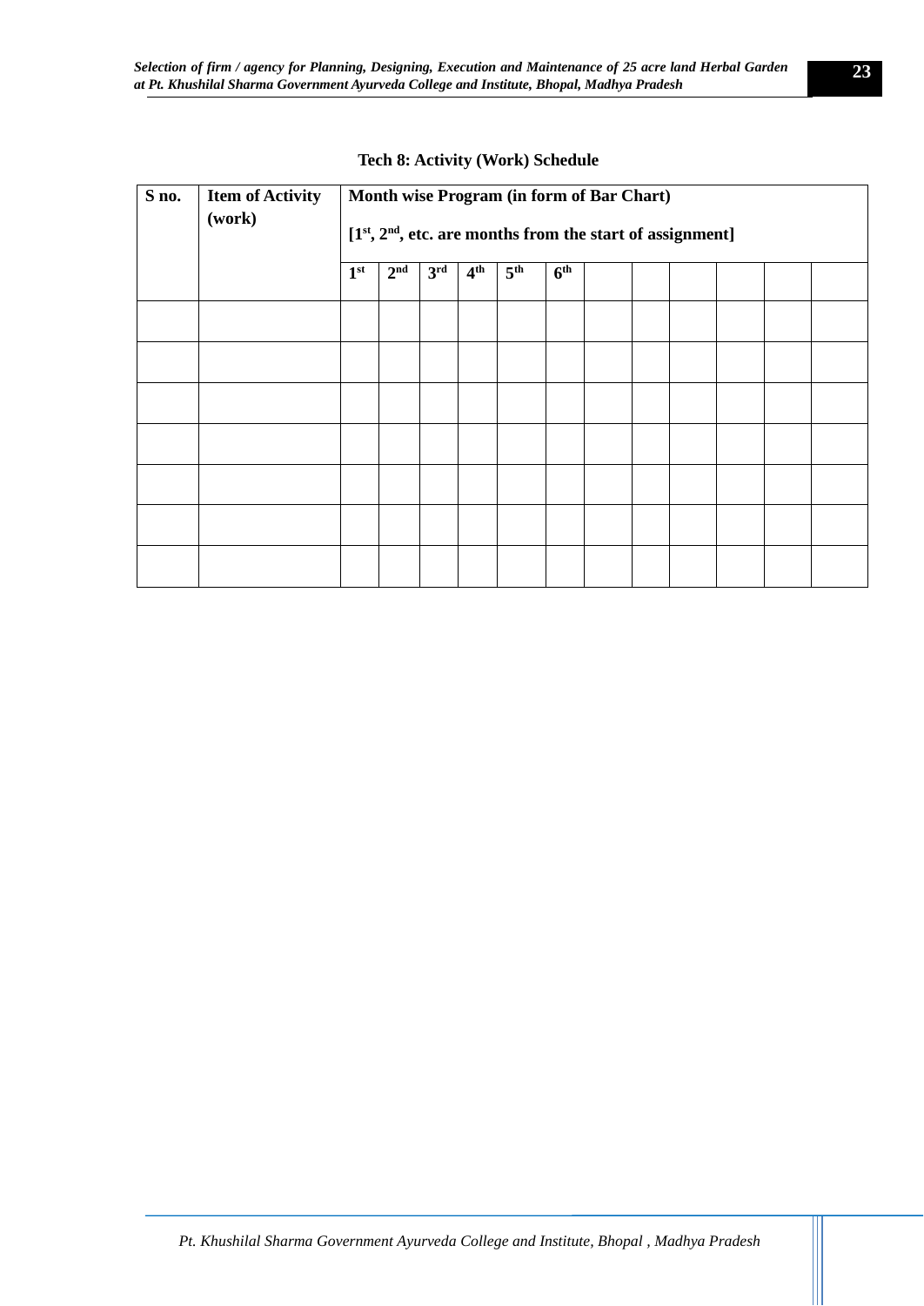**Tech 8: Activity (Work) Schedule**

| S no. | Item of Activity (work) | Month wise Program (in form of Bar Chart) [1st, 2nd, etc. are months from the start of assignment] | | | | | | | | | | | |
|---|---|---|---|---|---|---|---|---|---|---|---|---|---|
| | | 1st | 2nd | 3rd | 4th | 5th | 6th | | | | | | |
| | | | | | | | | | | | | | |
| | | | | | | | | | | | | | |
| | | | | | | | | | | | | | |
| | | | | | | | | | | | | | |
| | | | | | | | | | | | | | |
| | | | | | | | | | | | | | |
| | | | | | | | | | | | | | |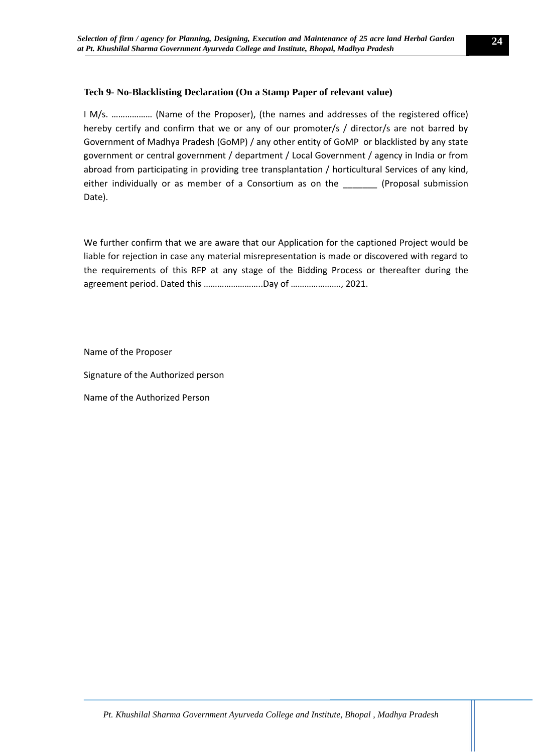### Tech 9- No-Blacklisting Declaration (On a Stamp Paper of relevant value)

I M/s. ……………… (Name of the Proposer), (the names and addresses of the registered office) hereby certify and confirm that we or any of our promoter/s / director/s are not barred by Government of Madhya Pradesh (GoMP) / any other entity of GoMP or blacklisted by any state government or central government / department / Local Government / agency in India or from abroad from participating in providing tree transplantation / horticultural Services of any kind, either individually or as member of a Consortium as on the _______ (Proposal submission Date).

We further confirm that we are aware that our Application for the captioned Project would be liable for rejection in case any material misrepresentation is made or discovered with regard to the requirements of this RFP at any stage of the Bidding Process or thereafter during the agreement period. Dated this ……………………..Day of …………………., 2021.

Name of the Proposer

Signature of the Authorized person

Name of the Authorized Person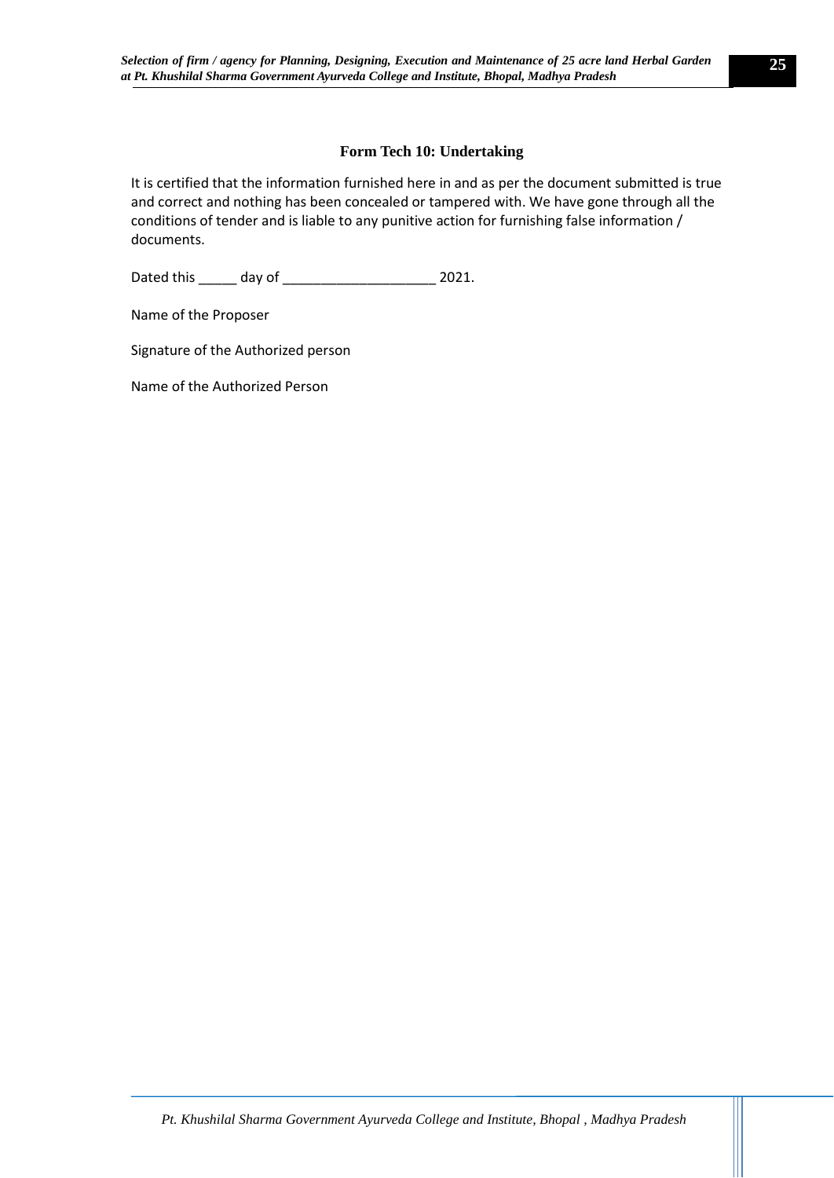## Form Tech 10: Undertaking

It is certified that the information furnished here in and as per the document submitted is true and correct and nothing has been concealed or tampered with. We have gone through all the conditions of tender and is liable to any punitive action for furnishing false information / documents.

Dated this _____ day of ____________________ 2021.

Name of the Proposer

Signature of the Authorized person

Name of the Authorized Person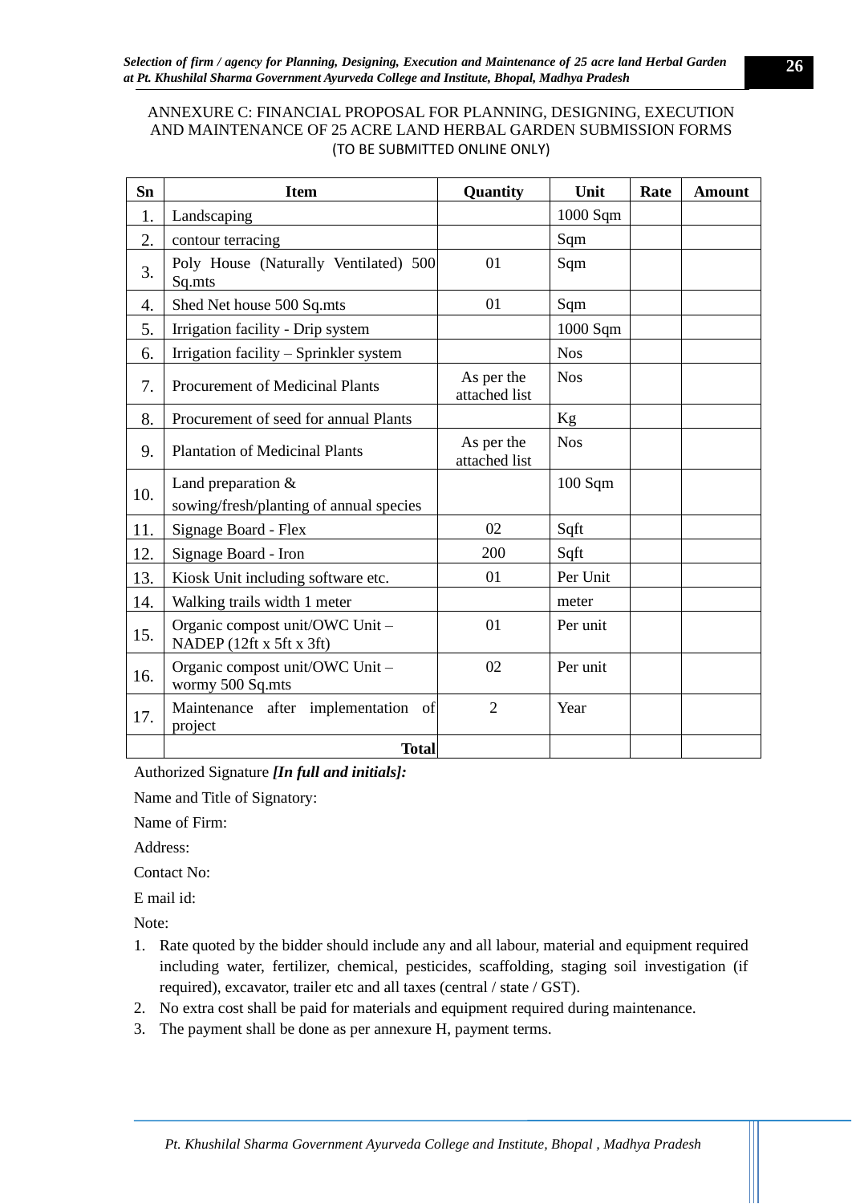ANNEXURE C: FINANCIAL PROPOSAL FOR PLANNING, DESIGNING, EXECUTION AND MAINTENANCE OF 25 ACRE LAND HERBAL GARDEN SUBMISSION FORMS (TO BE SUBMITTED ONLINE ONLY)

| Sn | Item | Quantity | Unit | Rate | Amount |
|---|---|---|---|---|---|
| 1. | Landscaping | | 1000 Sqm | | |
| 2. | contour terracing | | Sqm | | |
| 3. | Poly House (Naturally Ventilated) 500 Sq.mts | 01 | Sqm | | |
| 4. | Shed Net house 500 Sq.mts | 01 | Sqm | | |
| 5. | Irrigation facility - Drip system | | 1000 Sqm | | |
| 6. | Irrigation facility – Sprinkler system | | Nos | | |
| 7. | Procurement of Medicinal Plants | As per the attached list | Nos | | |
| 8. | Procurement of seed for annual Plants | | Kg | | |
| 9. | Plantation of Medicinal Plants | As per the attached list | Nos | | |
| 10. | Land preparation & sowing/fresh/planting of annual species | | 100 Sqm | | |
| 11. | Signage Board - Flex | 02 | Sqft | | |
| 12. | Signage Board - Iron | 200 | Sqft | | |
| 13. | Kiosk Unit including software etc. | 01 | Per Unit | | |
| 14. | Walking trails width 1 meter | | meter | | |
| 15. | Organic compost unit/OWC Unit – NADEP (12ft x 5ft x 3ft) | 01 | Per unit | | |
| 16. | Organic compost unit/OWC Unit – wormy 500 Sq.mts | 02 | Per unit | | |
| 17. | Maintenance after implementation of project | 2 | Year | | |
| | **Total** | | | | |

Authorized Signature ***[In full and initials]:***

Name and Title of Signatory:

Name of Firm:

Address:

Contact No:

E mail id:

Note:

1. Rate quoted by the bidder should include any and all labour, material and equipment required including water, fertilizer, chemical, pesticides, scaffolding, staging soil investigation (if required), excavator, trailer etc and all taxes (central / state / GST).
2. No extra cost shall be paid for materials and equipment required during maintenance.
3. The payment shall be done as per annexure H, payment terms.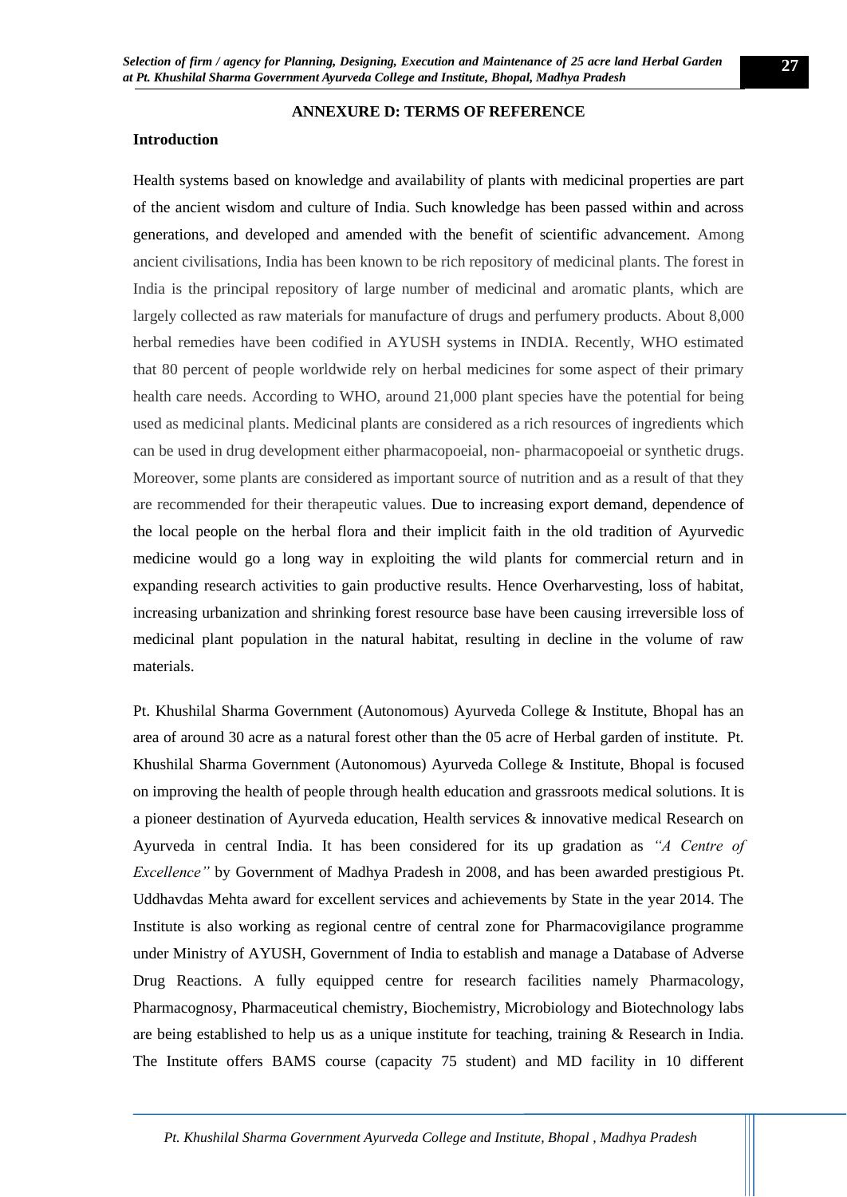## ANNEXURE D: TERMS OF REFERENCE

### Introduction

Health systems based on knowledge and availability of plants with medicinal properties are part of the ancient wisdom and culture of India. Such knowledge has been passed within and across generations, and developed and amended with the benefit of scientific advancement. Among ancient civilisations, India has been known to be rich repository of medicinal plants. The forest in India is the principal repository of large number of medicinal and aromatic plants, which are largely collected as raw materials for manufacture of drugs and perfumery products. About 8,000 herbal remedies have been codified in AYUSH systems in INDIA. Recently, WHO estimated that 80 percent of people worldwide rely on herbal medicines for some aspect of their primary health care needs. According to WHO, around 21,000 plant species have the potential for being used as medicinal plants. Medicinal plants are considered as a rich resources of ingredients which can be used in drug development either pharmacopoeial, non- pharmacopoeial or synthetic drugs. Moreover, some plants are considered as important source of nutrition and as a result of that they are recommended for their therapeutic values. Due to increasing export demand, dependence of the local people on the herbal flora and their implicit faith in the old tradition of Ayurvedic medicine would go a long way in exploiting the wild plants for commercial return and in expanding research activities to gain productive results. Hence Overharvesting, loss of habitat, increasing urbanization and shrinking forest resource base have been causing irreversible loss of medicinal plant population in the natural habitat, resulting in decline in the volume of raw materials.

Pt. Khushilal Sharma Government (Autonomous) Ayurveda College & Institute, Bhopal has an area of around 30 acre as a natural forest other than the 05 acre of Herbal garden of institute. Pt. Khushilal Sharma Government (Autonomous) Ayurveda College & Institute, Bhopal is focused on improving the health of people through health education and grassroots medical solutions. It is a pioneer destination of Ayurveda education, Health services & innovative medical Research on Ayurveda in central India. It has been considered for its up gradation as *"A Centre of Excellence"* by Government of Madhya Pradesh in 2008, and has been awarded prestigious Pt. Uddhavdas Mehta award for excellent services and achievements by State in the year 2014. The Institute is also working as regional centre of central zone for Pharmacovigilance programme under Ministry of AYUSH, Government of India to establish and manage a Database of Adverse Drug Reactions. A fully equipped centre for research facilities namely Pharmacology, Pharmacognosy, Pharmaceutical chemistry, Biochemistry, Microbiology and Biotechnology labs are being established to help us as a unique institute for teaching, training & Research in India. The Institute offers BAMS course (capacity 75 student) and MD facility in 10 different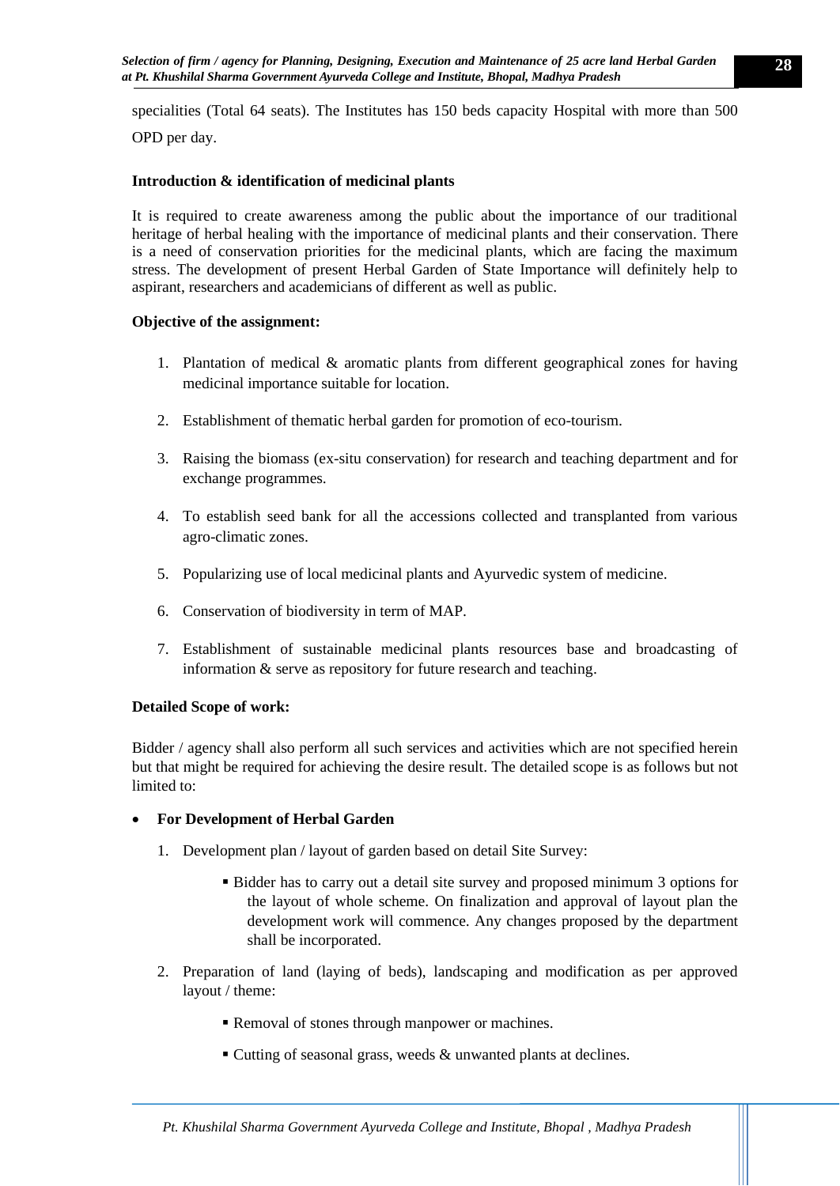specialities (Total 64 seats). The Institutes has 150 beds capacity Hospital with more than 500 OPD per day.

**Introduction & identification of medicinal plants**

It is required to create awareness among the public about the importance of our traditional heritage of herbal healing with the importance of medicinal plants and their conservation. There is a need of conservation priorities for the medicinal plants, which are facing the maximum stress. The development of present Herbal Garden of State Importance will definitely help to aspirant, researchers and academicians of different as well as public.

**Objective of the assignment:**

1. Plantation of medical & aromatic plants from different geographical zones for having medicinal importance suitable for location.
2. Establishment of thematic herbal garden for promotion of eco-tourism.
3. Raising the biomass (ex-situ conservation) for research and teaching department and for exchange programmes.
4. To establish seed bank for all the accessions collected and transplanted from various agro-climatic zones.
5. Popularizing use of local medicinal plants and Ayurvedic system of medicine.
6. Conservation of biodiversity in term of MAP.
7. Establishment of sustainable medicinal plants resources base and broadcasting of information & serve as repository for future research and teaching.

**Detailed Scope of work:**

Bidder / agency shall also perform all such services and activities which are not specified herein but that might be required for achieving the desire result. The detailed scope is as follows but not limited to:

- **For Development of Herbal Garden**
  1. Development plan / layout of garden based on detail Site Survey:
     - Bidder has to carry out a detail site survey and proposed minimum 3 options for the layout of whole scheme. On finalization and approval of layout plan the development work will commence. Any changes proposed by the department shall be incorporated.
  2. Preparation of land (laying of beds), landscaping and modification as per approved layout / theme:
     - Removal of stones through manpower or machines.
     - Cutting of seasonal grass, weeds & unwanted plants at declines.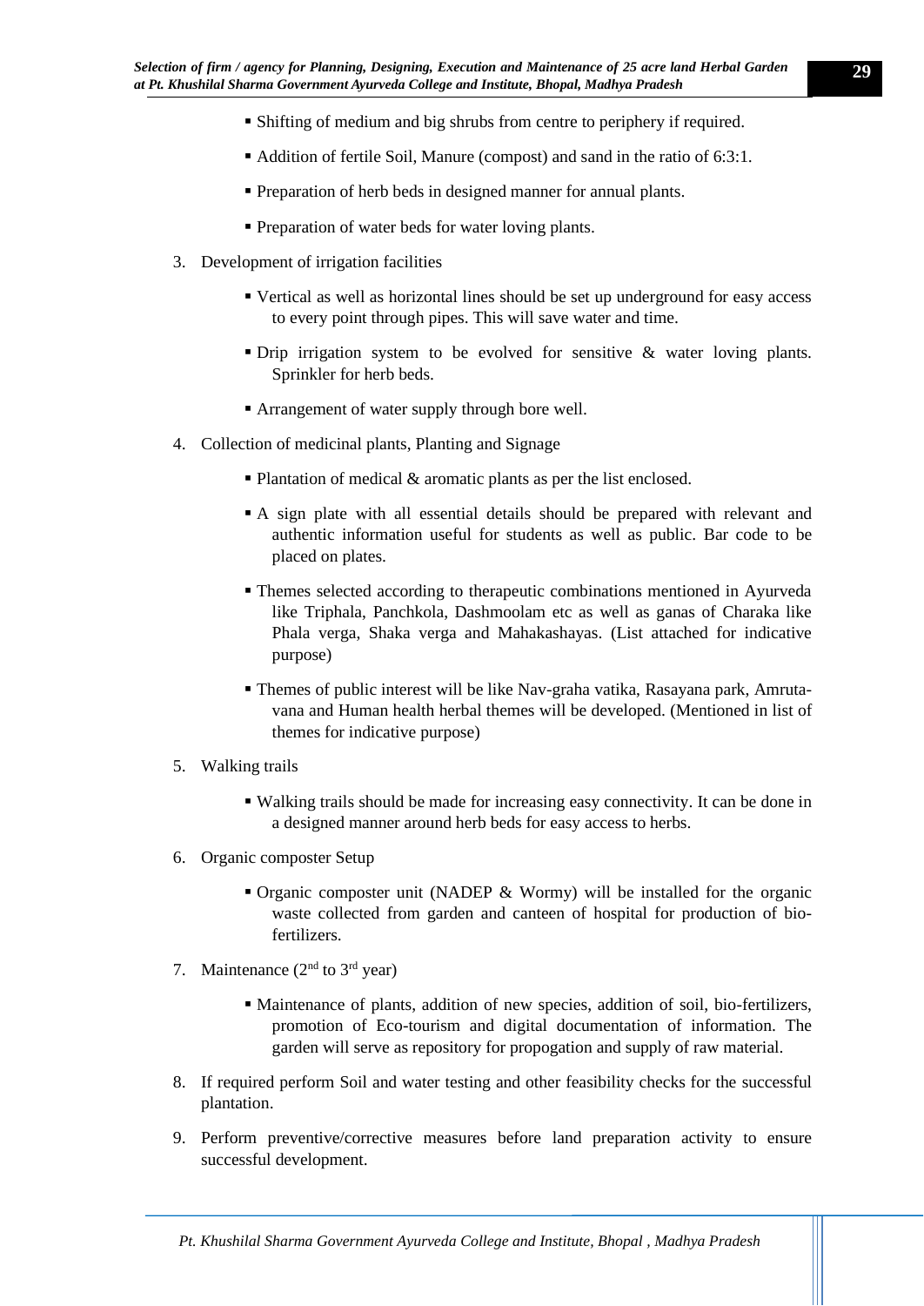- Shifting of medium and big shrubs from centre to periphery if required.
- Addition of fertile Soil, Manure (compost) and sand in the ratio of 6:3:1.
- Preparation of herb beds in designed manner for annual plants.
- Preparation of water beds for water loving plants.

3. Development of irrigation facilities

   - Vertical as well as horizontal lines should be set up underground for easy access to every point through pipes. This will save water and time.
   - Drip irrigation system to be evolved for sensitive & water loving plants. Sprinkler for herb beds.
   - Arrangement of water supply through bore well.

4. Collection of medicinal plants, Planting and Signage

   - Plantation of medical & aromatic plants as per the list enclosed.
   - A sign plate with all essential details should be prepared with relevant and authentic information useful for students as well as public. Bar code to be placed on plates.
   - Themes selected according to therapeutic combinations mentioned in Ayurveda like Triphala, Panchkola, Dashmoolam etc as well as ganas of Charaka like Phala verga, Shaka verga and Mahakashayas. (List attached for indicative purpose)
   - Themes of public interest will be like Nav-graha vatika, Rasayana park, Amruta-vana and Human health herbal themes will be developed. (Mentioned in list of themes for indicative purpose)

5. Walking trails

   - Walking trails should be made for increasing easy connectivity. It can be done in a designed manner around herb beds for easy access to herbs.

6. Organic composter Setup

   - Organic composter unit (NADEP & Wormy) will be installed for the organic waste collected from garden and canteen of hospital for production of bio-fertilizers.

7. Maintenance (2nd to 3rd year)

   - Maintenance of plants, addition of new species, addition of soil, bio-fertilizers, promotion of Eco-tourism and digital documentation of information. The garden will serve as repository for propogation and supply of raw material.

8. If required perform Soil and water testing and other feasibility checks for the successful plantation.
9. Perform preventive/corrective measures before land preparation activity to ensure successful development.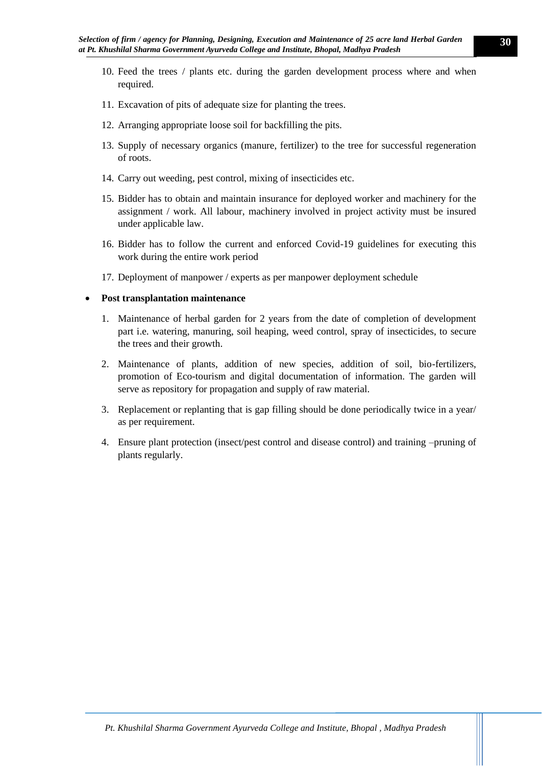10. Feed the trees / plants etc. during the garden development process where and when required.

11. Excavation of pits of adequate size for planting the trees.

12. Arranging appropriate loose soil for backfilling the pits.

13. Supply of necessary organics (manure, fertilizer) to the tree for successful regeneration of roots.

14. Carry out weeding, pest control, mixing of insecticides etc.

15. Bidder has to obtain and maintain insurance for deployed worker and machinery for the assignment / work. All labour, machinery involved in project activity must be insured under applicable law.

16. Bidder has to follow the current and enforced Covid-19 guidelines for executing this work during the entire work period

17. Deployment of manpower / experts as per manpower deployment schedule

- **Post transplantation maintenance**

1. Maintenance of herbal garden for 2 years from the date of completion of development part i.e. watering, manuring, soil heaping, weed control, spray of insecticides, to secure the trees and their growth.

2. Maintenance of plants, addition of new species, addition of soil, bio-fertilizers, promotion of Eco-tourism and digital documentation of information. The garden will serve as repository for propagation and supply of raw material.

3. Replacement or replanting that is gap filling should be done periodically twice in a year/ as per requirement.

4. Ensure plant protection (insect/pest control and disease control) and training –pruning of plants regularly.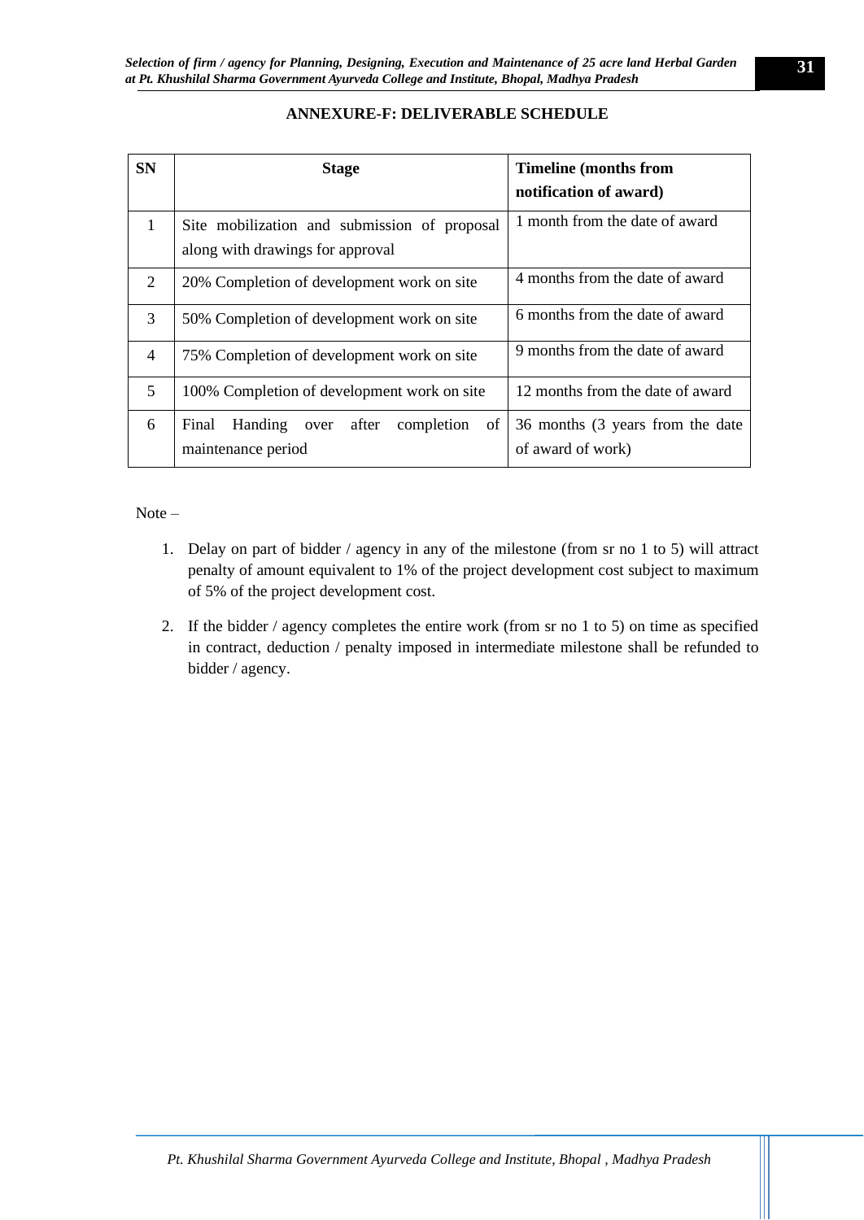## ANNEXURE-F: DELIVERABLE SCHEDULE

| SN | Stage | Timeline (months from notification of award) |
|---|---|---|
| 1 | Site mobilization and submission of proposal along with drawings for approval | 1 month from the date of award |
| 2 | 20% Completion of development work on site | 4 months from the date of award |
| 3 | 50% Completion of development work on site | 6 months from the date of award |
| 4 | 75% Completion of development work on site | 9 months from the date of award |
| 5 | 100% Completion of development work on site | 12 months from the date of award |
| 6 | Final Handing over after completion of maintenance period | 36 months (3 years from the date of award of work) |

Note –

1. Delay on part of bidder / agency in any of the milestone (from sr no 1 to 5) will attract penalty of amount equivalent to 1% of the project development cost subject to maximum of 5% of the project development cost.
2. If the bidder / agency completes the entire work (from sr no 1 to 5) on time as specified in contract, deduction / penalty imposed in intermediate milestone shall be refunded to bidder / agency.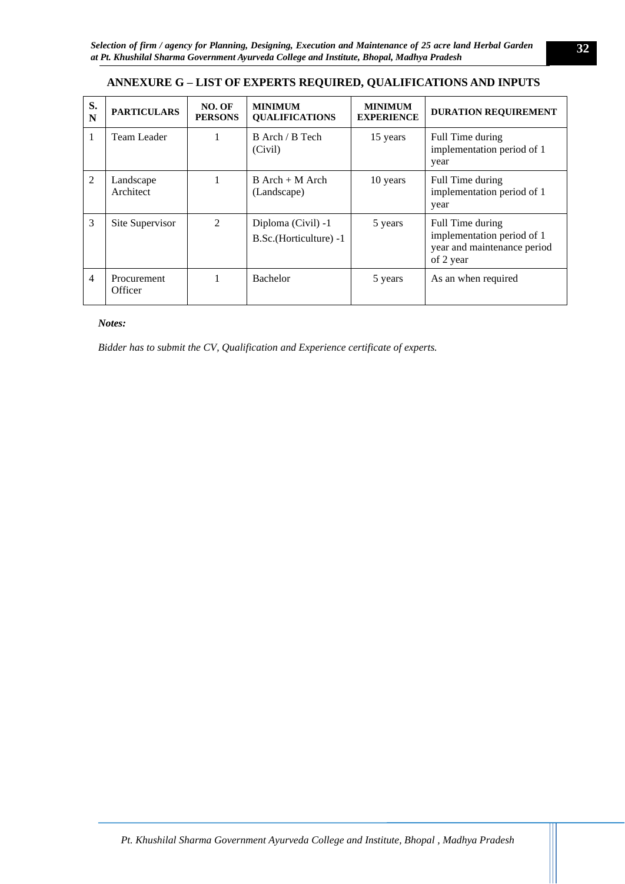## ANNEXURE G – LIST OF EXPERTS REQUIRED, QUALIFICATIONS AND INPUTS

| S. N | PARTICULARS | NO. OF PERSONS | MINIMUM QUALIFICATIONS | MINIMUM EXPERIENCE | DURATION REQUIREMENT |
|---|---|---|---|---|---|
| 1 | Team Leader | 1 | B Arch / B Tech (Civil) | 15 years | Full Time during implementation period of 1 year |
| 2 | Landscape Architect | 1 | B Arch + M Arch (Landscape) | 10 years | Full Time during implementation period of 1 year |
| 3 | Site Supervisor | 2 | Diploma (Civil) -1<br>B.Sc.(Horticulture) -1 | 5 years | Full Time during implementation period of 1 year and maintenance period of 2 year |
| 4 | Procurement Officer | 1 | Bachelor | 5 years | As an when required |

***Notes:***

*Bidder has to submit the CV, Qualification and Experience certificate of experts.*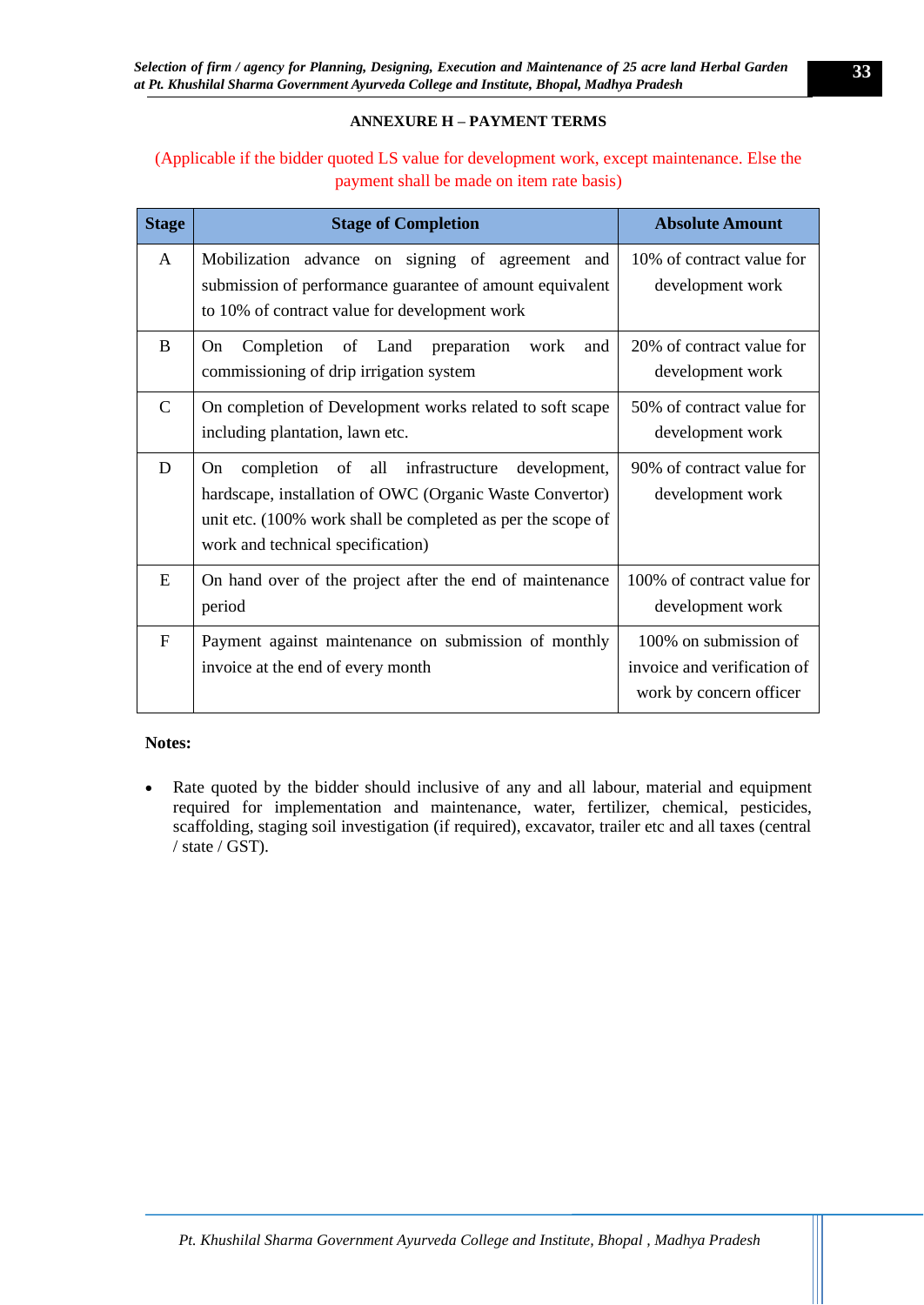## ANNEXURE H – PAYMENT TERMS

(Applicable if the bidder quoted LS value for development work, except maintenance. Else the payment shall be made on item rate basis)

| Stage | Stage of Completion | Absolute Amount |
|---|---|---|
| A | Mobilization advance on signing of agreement and submission of performance guarantee of amount equivalent to 10% of contract value for development work | 10% of contract value for development work |
| B | On Completion of Land preparation work and commissioning of drip irrigation system | 20% of contract value for development work |
| C | On completion of Development works related to soft scape including plantation, lawn etc. | 50% of contract value for development work |
| D | On completion of all infrastructure development, hardscape, installation of OWC (Organic Waste Convertor) unit etc. (100% work shall be completed as per the scope of work and technical specification) | 90% of contract value for development work |
| E | On hand over of the project after the end of maintenance period | 100% of contract value for development work |
| F | Payment against maintenance on submission of monthly invoice at the end of every month | 100% on submission of invoice and verification of work by concern officer |

**Notes:**

- Rate quoted by the bidder should inclusive of any and all labour, material and equipment required for implementation and maintenance, water, fertilizer, chemical, pesticides, scaffolding, staging soil investigation (if required), excavator, trailer etc and all taxes (central / state / GST).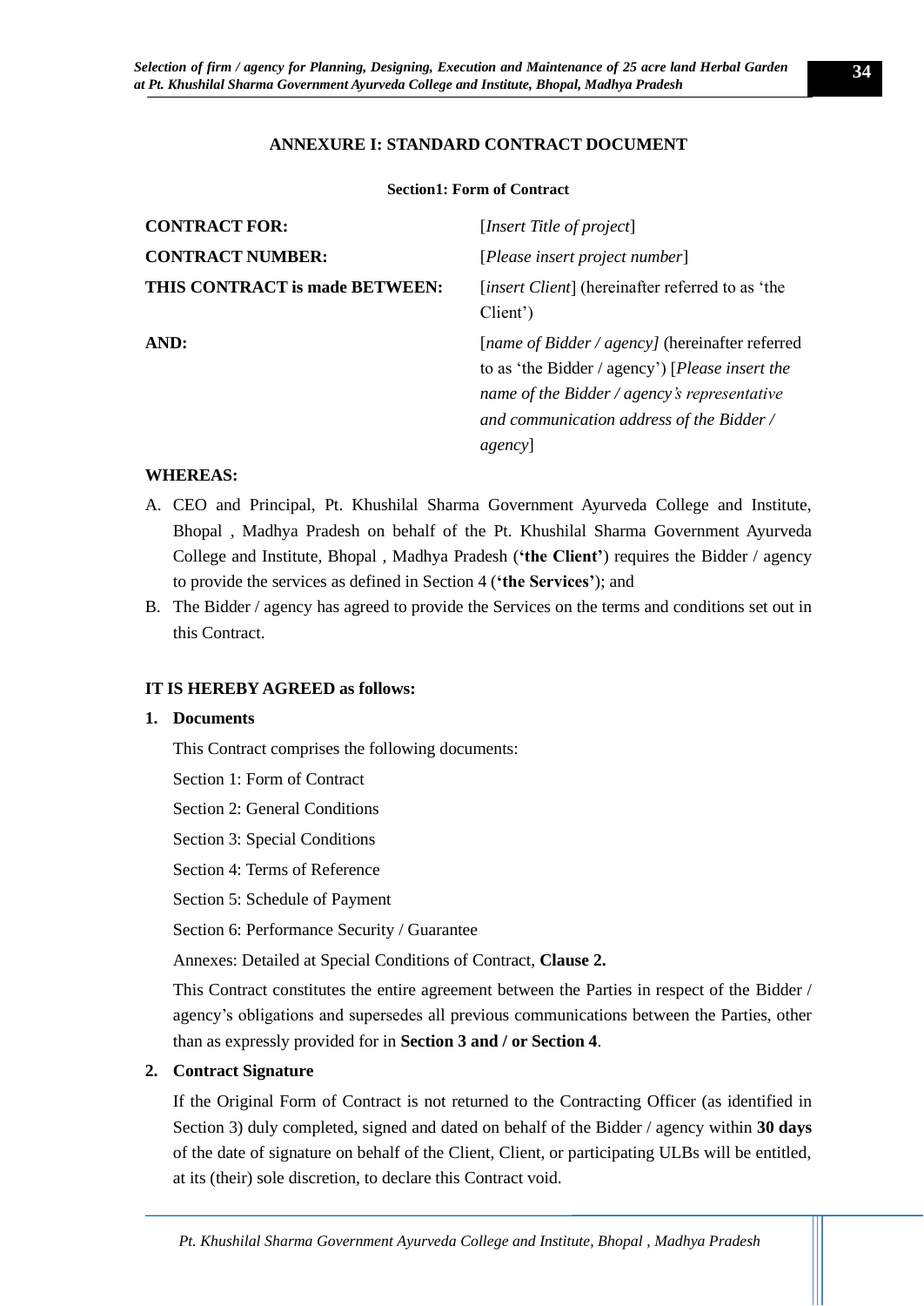# ANNEXURE I: STANDARD CONTRACT DOCUMENT

**Section1: Form of Contract**

| | |
|---|---|
| **CONTRACT FOR:** | [*Insert Title of project*] |
| **CONTRACT NUMBER:** | [*Please insert project number*] |
| **THIS CONTRACT is made BETWEEN:** | [*insert Client*] (hereinafter referred to as 'the Client') |
| **AND:** | [*name of Bidder / agency]* (hereinafter referred to as 'the Bidder / agency') [*Please insert the name of the Bidder / agency's representative and communication address of the Bidder / agency*] |

**WHEREAS:**

A. CEO and Principal, Pt. Khushilal Sharma Government Ayurveda College and Institute, Bhopal , Madhya Pradesh on behalf of the Pt. Khushilal Sharma Government Ayurveda College and Institute, Bhopal , Madhya Pradesh (**'the Client'**) requires the Bidder / agency to provide the services as defined in Section 4 (**'the Services'**); and

B. The Bidder / agency has agreed to provide the Services on the terms and conditions set out in this Contract.

**IT IS HEREBY AGREED as follows:**

1. **Documents**

   This Contract comprises the following documents:

   Section 1: Form of Contract

   Section 2: General Conditions

   Section 3: Special Conditions

   Section 4: Terms of Reference

   Section 5: Schedule of Payment

   Section 6: Performance Security / Guarantee

   Annexes: Detailed at Special Conditions of Contract, **Clause 2.**

   This Contract constitutes the entire agreement between the Parties in respect of the Bidder / agency's obligations and supersedes all previous communications between the Parties, other than as expressly provided for in **Section 3 and / or Section 4**.

2. **Contract Signature**

   If the Original Form of Contract is not returned to the Contracting Officer (as identified in Section 3) duly completed, signed and dated on behalf of the Bidder / agency within **30 days** of the date of signature on behalf of the Client, Client, or participating ULBs will be entitled, at its (their) sole discretion, to declare this Contract void.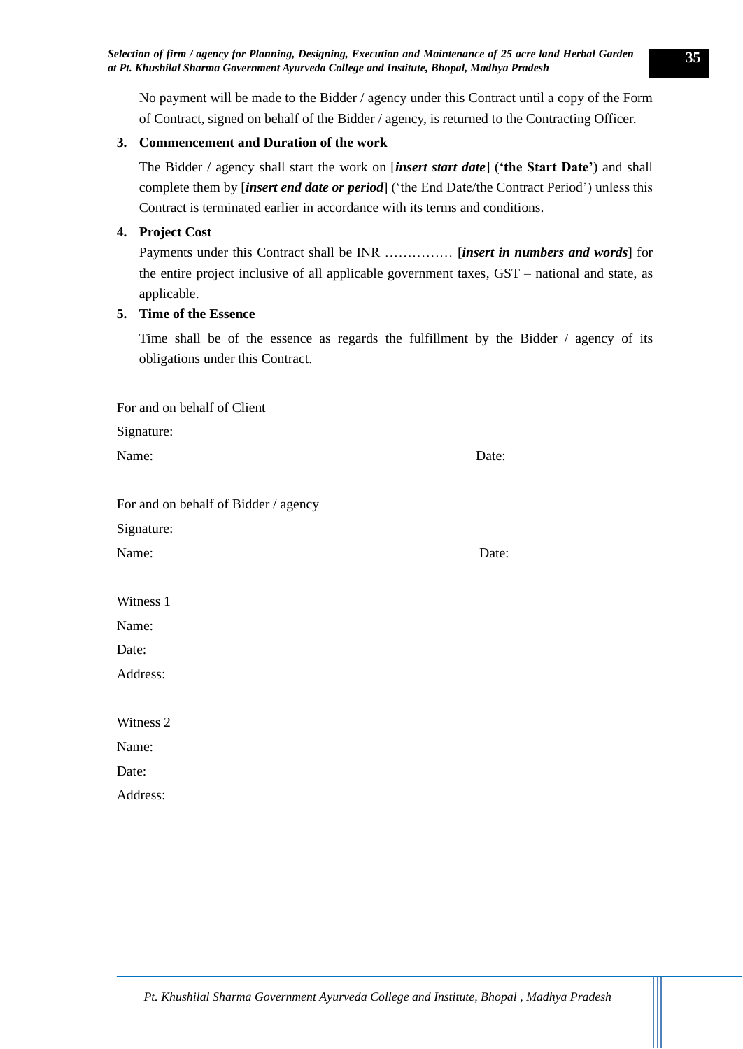No payment will be made to the Bidder / agency under this Contract until a copy of the Form of Contract, signed on behalf of the Bidder / agency, is returned to the Contracting Officer.

**3. Commencement and Duration of the work**

The Bidder / agency shall start the work on [***insert start date***] (**'the Start Date'**) and shall complete them by [***insert end date or period***] ('the End Date/the Contract Period') unless this Contract is terminated earlier in accordance with its terms and conditions.

**4. Project Cost**

Payments under this Contract shall be INR …………… [***insert in numbers and words***] for the entire project inclusive of all applicable government taxes, GST – national and state, as applicable.

**5. Time of the Essence**

Time shall be of the essence as regards the fulfillment by the Bidder / agency of its obligations under this Contract.

For and on behalf of Client

Signature:

Name: Date:

For and on behalf of Bidder / agency

Signature:

Name: Date:

Witness 1

Name:

Date:

Address:

Witness 2

Name:

Date:

Address: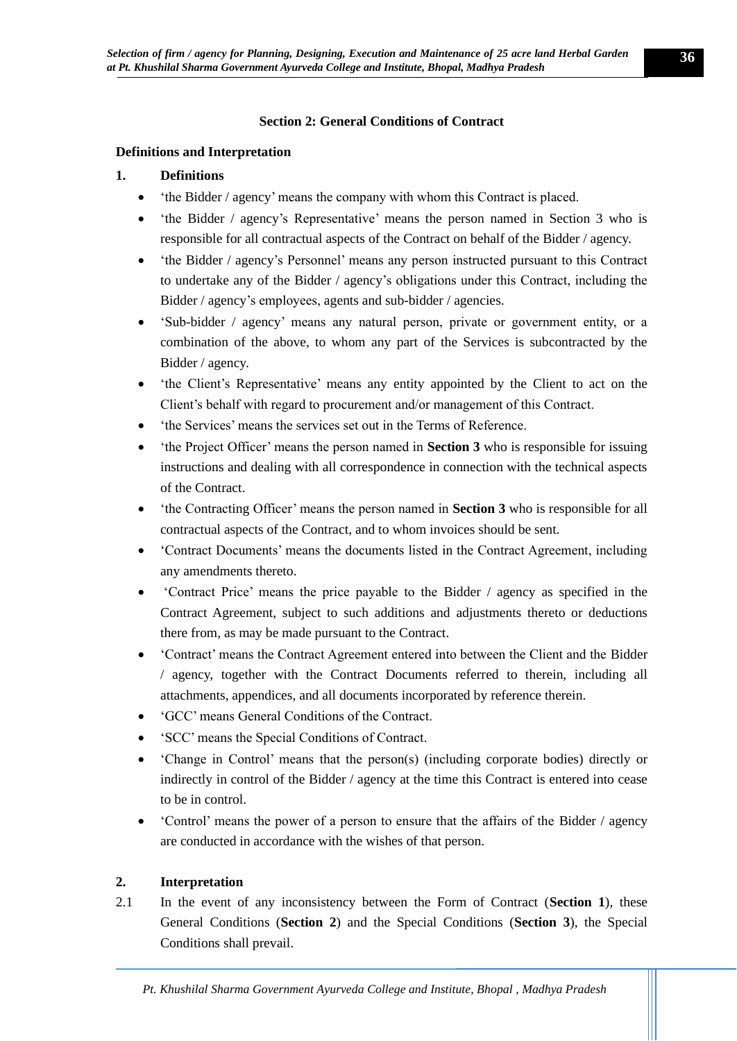## Section 2: General Conditions of Contract

### Definitions and Interpretation

**1. Definitions**

- 'the Bidder / agency' means the company with whom this Contract is placed.
- 'the Bidder / agency's Representative' means the person named in Section 3 who is responsible for all contractual aspects of the Contract on behalf of the Bidder / agency.
- 'the Bidder / agency's Personnel' means any person instructed pursuant to this Contract to undertake any of the Bidder / agency's obligations under this Contract, including the Bidder / agency's employees, agents and sub-bidder / agencies.
- 'Sub-bidder / agency' means any natural person, private or government entity, or a combination of the above, to whom any part of the Services is subcontracted by the Bidder / agency.
- 'the Client's Representative' means any entity appointed by the Client to act on the Client's behalf with regard to procurement and/or management of this Contract.
- 'the Services' means the services set out in the Terms of Reference.
- 'the Project Officer' means the person named in **Section 3** who is responsible for issuing instructions and dealing with all correspondence in connection with the technical aspects of the Contract.
- 'the Contracting Officer' means the person named in **Section 3** who is responsible for all contractual aspects of the Contract, and to whom invoices should be sent.
- 'Contract Documents' means the documents listed in the Contract Agreement, including any amendments thereto.
- 'Contract Price' means the price payable to the Bidder / agency as specified in the Contract Agreement, subject to such additions and adjustments thereto or deductions there from, as may be made pursuant to the Contract.
- 'Contract' means the Contract Agreement entered into between the Client and the Bidder / agency, together with the Contract Documents referred to therein, including all attachments, appendices, and all documents incorporated by reference therein.
- 'GCC' means General Conditions of the Contract.
- 'SCC' means the Special Conditions of Contract.
- 'Change in Control' means that the person(s) (including corporate bodies) directly or indirectly in control of the Bidder / agency at the time this Contract is entered into cease to be in control.
- 'Control' means the power of a person to ensure that the affairs of the Bidder / agency are conducted in accordance with the wishes of that person.

**2. Interpretation**

2.1 In the event of any inconsistency between the Form of Contract (**Section 1**), these General Conditions (**Section 2**) and the Special Conditions (**Section 3**), the Special Conditions shall prevail.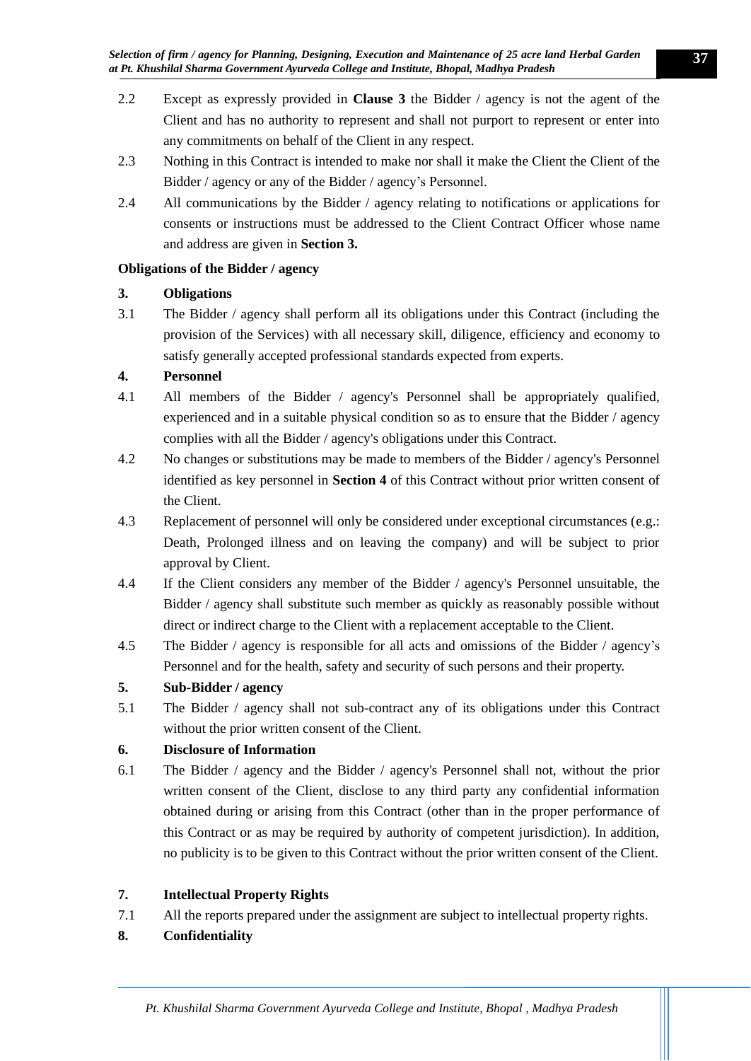2.2 Except as expressly provided in **Clause 3** the Bidder / agency is not the agent of the Client and has no authority to represent and shall not purport to represent or enter into any commitments on behalf of the Client in any respect.

2.3 Nothing in this Contract is intended to make nor shall it make the Client the Client of the Bidder / agency or any of the Bidder / agency's Personnel.

2.4 All communications by the Bidder / agency relating to notifications or applications for consents or instructions must be addressed to the Client Contract Officer whose name and address are given in **Section 3.**

**Obligations of the Bidder / agency**

**3. Obligations**

3.1 The Bidder / agency shall perform all its obligations under this Contract (including the provision of the Services) with all necessary skill, diligence, efficiency and economy to satisfy generally accepted professional standards expected from experts.

**4. Personnel**

4.1 All members of the Bidder / agency's Personnel shall be appropriately qualified, experienced and in a suitable physical condition so as to ensure that the Bidder / agency complies with all the Bidder / agency's obligations under this Contract.

4.2 No changes or substitutions may be made to members of the Bidder / agency's Personnel identified as key personnel in **Section 4** of this Contract without prior written consent of the Client.

4.3 Replacement of personnel will only be considered under exceptional circumstances (e.g.: Death, Prolonged illness and on leaving the company) and will be subject to prior approval by Client.

4.4 If the Client considers any member of the Bidder / agency's Personnel unsuitable, the Bidder / agency shall substitute such member as quickly as reasonably possible without direct or indirect charge to the Client with a replacement acceptable to the Client.

4.5 The Bidder / agency is responsible for all acts and omissions of the Bidder / agency's Personnel and for the health, safety and security of such persons and their property.

**5. Sub-Bidder / agency**

5.1 The Bidder / agency shall not sub-contract any of its obligations under this Contract without the prior written consent of the Client.

**6. Disclosure of Information**

6.1 The Bidder / agency and the Bidder / agency's Personnel shall not, without the prior written consent of the Client, disclose to any third party any confidential information obtained during or arising from this Contract (other than in the proper performance of this Contract or as may be required by authority of competent jurisdiction). In addition, no publicity is to be given to this Contract without the prior written consent of the Client.

**7. Intellectual Property Rights**

7.1 All the reports prepared under the assignment are subject to intellectual property rights.

**8. Confidentiality**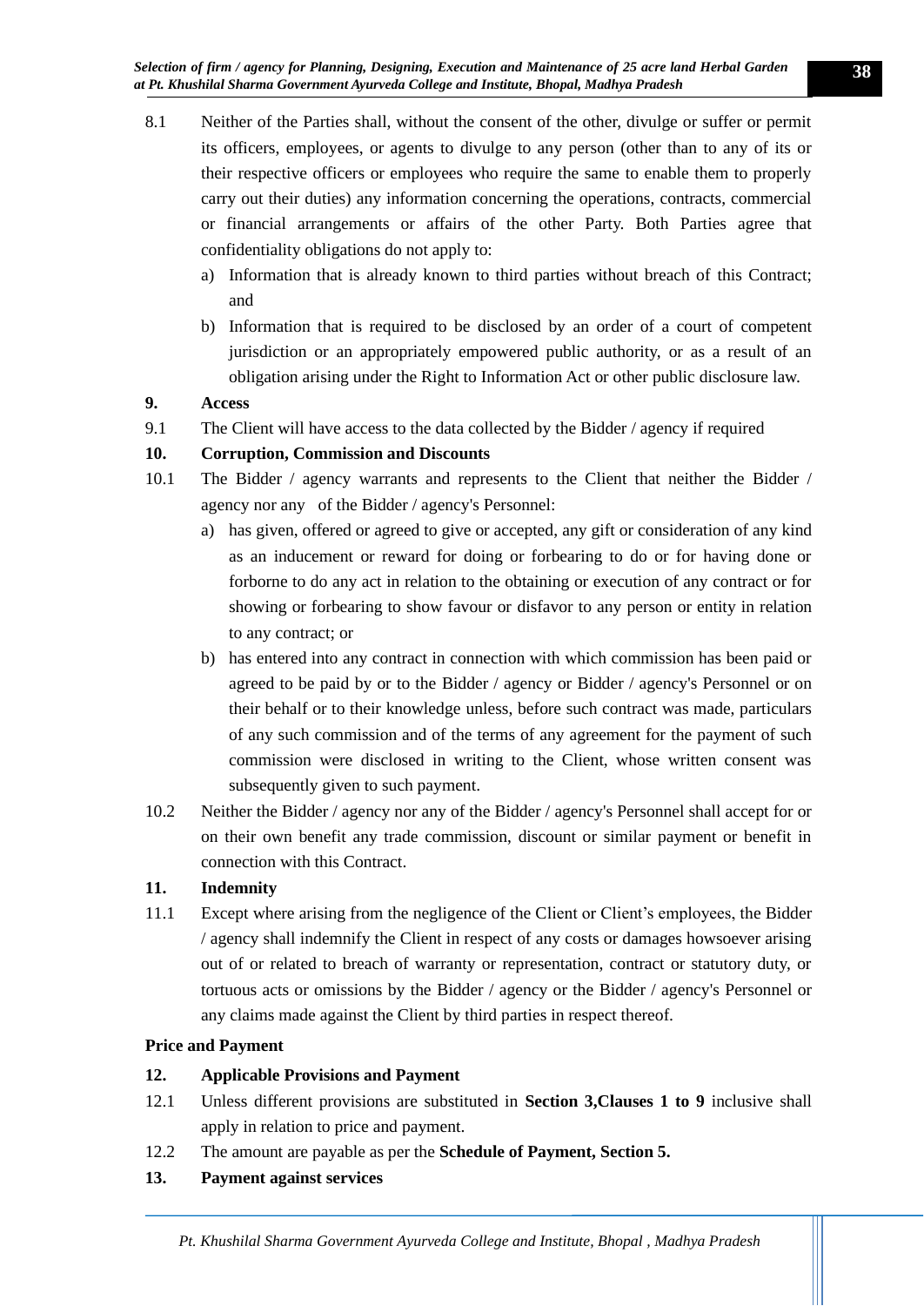8.1 Neither of the Parties shall, without the consent of the other, divulge or suffer or permit its officers, employees, or agents to divulge to any person (other than to any of its or their respective officers or employees who require the same to enable them to properly carry out their duties) any information concerning the operations, contracts, commercial or financial arrangements or affairs of the other Party. Both Parties agree that confidentiality obligations do not apply to:

a) Information that is already known to third parties without breach of this Contract; and

b) Information that is required to be disclosed by an order of a court of competent jurisdiction or an appropriately empowered public authority, or as a result of an obligation arising under the Right to Information Act or other public disclosure law.

**9. Access**

9.1 The Client will have access to the data collected by the Bidder / agency if required

**10. Corruption, Commission and Discounts**

10.1 The Bidder / agency warrants and represents to the Client that neither the Bidder / agency nor any of the Bidder / agency's Personnel:

a) has given, offered or agreed to give or accepted, any gift or consideration of any kind as an inducement or reward for doing or forbearing to do or for having done or forborne to do any act in relation to the obtaining or execution of any contract or for showing or forbearing to show favour or disfavor to any person or entity in relation to any contract; or

b) has entered into any contract in connection with which commission has been paid or agreed to be paid by or to the Bidder / agency or Bidder / agency's Personnel or on their behalf or to their knowledge unless, before such contract was made, particulars of any such commission and of the terms of any agreement for the payment of such commission were disclosed in writing to the Client, whose written consent was subsequently given to such payment.

10.2 Neither the Bidder / agency nor any of the Bidder / agency's Personnel shall accept for or on their own benefit any trade commission, discount or similar payment or benefit in connection with this Contract.

**11. Indemnity**

11.1 Except where arising from the negligence of the Client or Client's employees, the Bidder / agency shall indemnify the Client in respect of any costs or damages howsoever arising out of or related to breach of warranty or representation, contract or statutory duty, or tortuous acts or omissions by the Bidder / agency or the Bidder / agency's Personnel or any claims made against the Client by third parties in respect thereof.

**Price and Payment**

**12. Applicable Provisions and Payment**

12.1 Unless different provisions are substituted in **Section 3,Clauses 1 to 9** inclusive shall apply in relation to price and payment.

12.2 The amount are payable as per the **Schedule of Payment, Section 5.**

**13. Payment against services**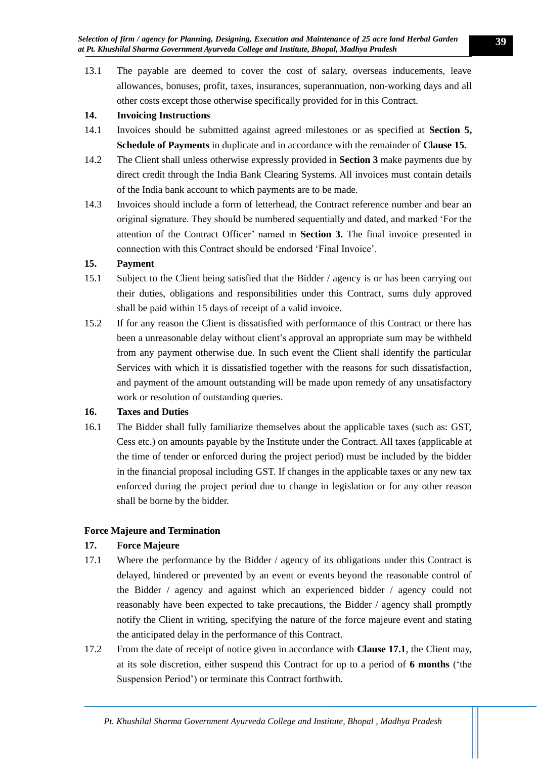13.1 The payable are deemed to cover the cost of salary, overseas inducements, leave allowances, bonuses, profit, taxes, insurances, superannuation, non-working days and all other costs except those otherwise specifically provided for in this Contract.

**14. Invoicing Instructions**

14.1 Invoices should be submitted against agreed milestones or as specified at **Section 5, Schedule of Payments** in duplicate and in accordance with the remainder of **Clause 15.**

14.2 The Client shall unless otherwise expressly provided in **Section 3** make payments due by direct credit through the India Bank Clearing Systems. All invoices must contain details of the India bank account to which payments are to be made.

14.3 Invoices should include a form of letterhead, the Contract reference number and bear an original signature. They should be numbered sequentially and dated, and marked 'For the attention of the Contract Officer' named in **Section 3.** The final invoice presented in connection with this Contract should be endorsed 'Final Invoice'.

**15. Payment**

15.1 Subject to the Client being satisfied that the Bidder / agency is or has been carrying out their duties, obligations and responsibilities under this Contract, sums duly approved shall be paid within 15 days of receipt of a valid invoice.

15.2 If for any reason the Client is dissatisfied with performance of this Contract or there has been a unreasonable delay without client's approval an appropriate sum may be withheld from any payment otherwise due. In such event the Client shall identify the particular Services with which it is dissatisfied together with the reasons for such dissatisfaction, and payment of the amount outstanding will be made upon remedy of any unsatisfactory work or resolution of outstanding queries.

**16. Taxes and Duties**

16.1 The Bidder shall fully familiarize themselves about the applicable taxes (such as: GST, Cess etc.) on amounts payable by the Institute under the Contract. All taxes (applicable at the time of tender or enforced during the project period) must be included by the bidder in the financial proposal including GST. If changes in the applicable taxes or any new tax enforced during the project period due to change in legislation or for any other reason shall be borne by the bidder.

**Force Majeure and Termination**

**17. Force Majeure**

17.1 Where the performance by the Bidder / agency of its obligations under this Contract is delayed, hindered or prevented by an event or events beyond the reasonable control of the Bidder / agency and against which an experienced bidder / agency could not reasonably have been expected to take precautions, the Bidder / agency shall promptly notify the Client in writing, specifying the nature of the force majeure event and stating the anticipated delay in the performance of this Contract.

17.2 From the date of receipt of notice given in accordance with **Clause 17.1**, the Client may, at its sole discretion, either suspend this Contract for up to a period of **6 months** ('the Suspension Period') or terminate this Contract forthwith.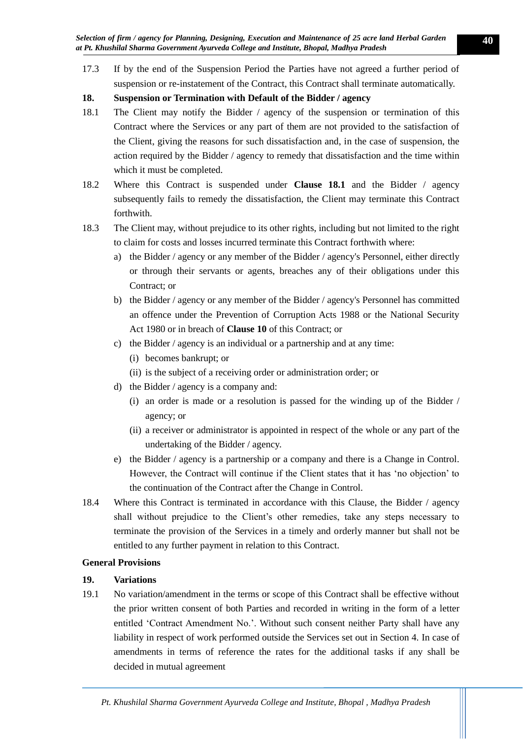17.3 If by the end of the Suspension Period the Parties have not agreed a further period of suspension or re-instatement of the Contract, this Contract shall terminate automatically.

**18. Suspension or Termination with Default of the Bidder / agency**

18.1 The Client may notify the Bidder / agency of the suspension or termination of this Contract where the Services or any part of them are not provided to the satisfaction of the Client, giving the reasons for such dissatisfaction and, in the case of suspension, the action required by the Bidder / agency to remedy that dissatisfaction and the time within which it must be completed.

18.2 Where this Contract is suspended under **Clause 18.1** and the Bidder / agency subsequently fails to remedy the dissatisfaction, the Client may terminate this Contract forthwith.

18.3 The Client may, without prejudice to its other rights, including but not limited to the right to claim for costs and losses incurred terminate this Contract forthwith where:

a) the Bidder / agency or any member of the Bidder / agency's Personnel, either directly or through their servants or agents, breaches any of their obligations under this Contract; or

b) the Bidder / agency or any member of the Bidder / agency's Personnel has committed an offence under the Prevention of Corruption Acts 1988 or the National Security Act 1980 or in breach of **Clause 10** of this Contract; or

c) the Bidder / agency is an individual or a partnership and at any time:
   (i) becomes bankrupt; or
   (ii) is the subject of a receiving order or administration order; or

d) the Bidder / agency is a company and:
   (i) an order is made or a resolution is passed for the winding up of the Bidder / agency; or
   (ii) a receiver or administrator is appointed in respect of the whole or any part of the undertaking of the Bidder / agency.

e) the Bidder / agency is a partnership or a company and there is a Change in Control. However, the Contract will continue if the Client states that it has 'no objection' to the continuation of the Contract after the Change in Control.

18.4 Where this Contract is terminated in accordance with this Clause, the Bidder / agency shall without prejudice to the Client's other remedies, take any steps necessary to terminate the provision of the Services in a timely and orderly manner but shall not be entitled to any further payment in relation to this Contract.

**General Provisions**

**19. Variations**

19.1 No variation/amendment in the terms or scope of this Contract shall be effective without the prior written consent of both Parties and recorded in writing in the form of a letter entitled 'Contract Amendment No.'. Without such consent neither Party shall have any liability in respect of work performed outside the Services set out in Section 4. In case of amendments in terms of reference the rates for the additional tasks if any shall be decided in mutual agreement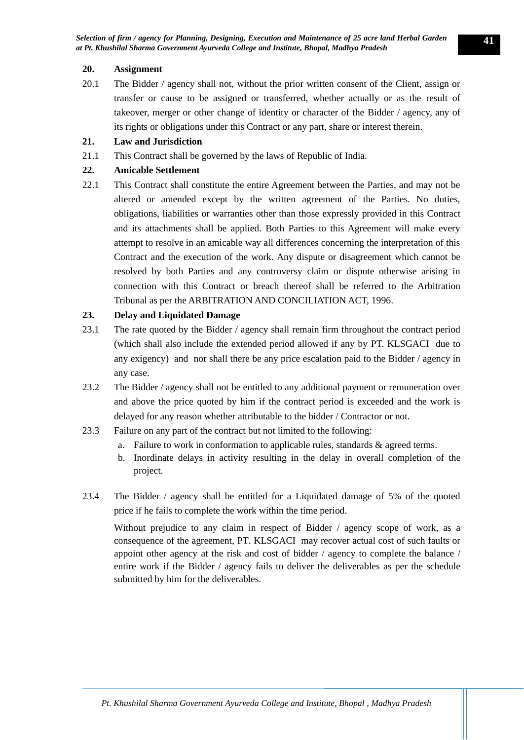**20. Assignment**

20.1 The Bidder / agency shall not, without the prior written consent of the Client, assign or transfer or cause to be assigned or transferred, whether actually or as the result of takeover, merger or other change of identity or character of the Bidder / agency, any of its rights or obligations under this Contract or any part, share or interest therein.

**21. Law and Jurisdiction**

21.1 This Contract shall be governed by the laws of Republic of India.

**22. Amicable Settlement**

22.1 This Contract shall constitute the entire Agreement between the Parties, and may not be altered or amended except by the written agreement of the Parties. No duties, obligations, liabilities or warranties other than those expressly provided in this Contract and its attachments shall be applied. Both Parties to this Agreement will make every attempt to resolve in an amicable way all differences concerning the interpretation of this Contract and the execution of the work. Any dispute or disagreement which cannot be resolved by both Parties and any controversy claim or dispute otherwise arising in connection with this Contract or breach thereof shall be referred to the Arbitration Tribunal as per the ARBITRATION AND CONCILIATION ACT, 1996.

**23. Delay and Liquidated Damage**

23.1 The rate quoted by the Bidder / agency shall remain firm throughout the contract period (which shall also include the extended period allowed if any by PT. KLSGACI due to any exigency) and nor shall there be any price escalation paid to the Bidder / agency in any case.

23.2 The Bidder / agency shall not be entitled to any additional payment or remuneration over and above the price quoted by him if the contract period is exceeded and the work is delayed for any reason whether attributable to the bidder / Contractor or not.

23.3 Failure on any part of the contract but not limited to the following:

a. Failure to work in conformation to applicable rules, standards & agreed terms.
b. Inordinate delays in activity resulting in the delay in overall completion of the project.

23.4 The Bidder / agency shall be entitled for a Liquidated damage of 5% of the quoted price if he fails to complete the work within the time period.

Without prejudice to any claim in respect of Bidder / agency scope of work, as a consequence of the agreement, PT. KLSGACI may recover actual cost of such faults or appoint other agency at the risk and cost of bidder / agency to complete the balance / entire work if the Bidder / agency fails to deliver the deliverables as per the schedule submitted by him for the deliverables.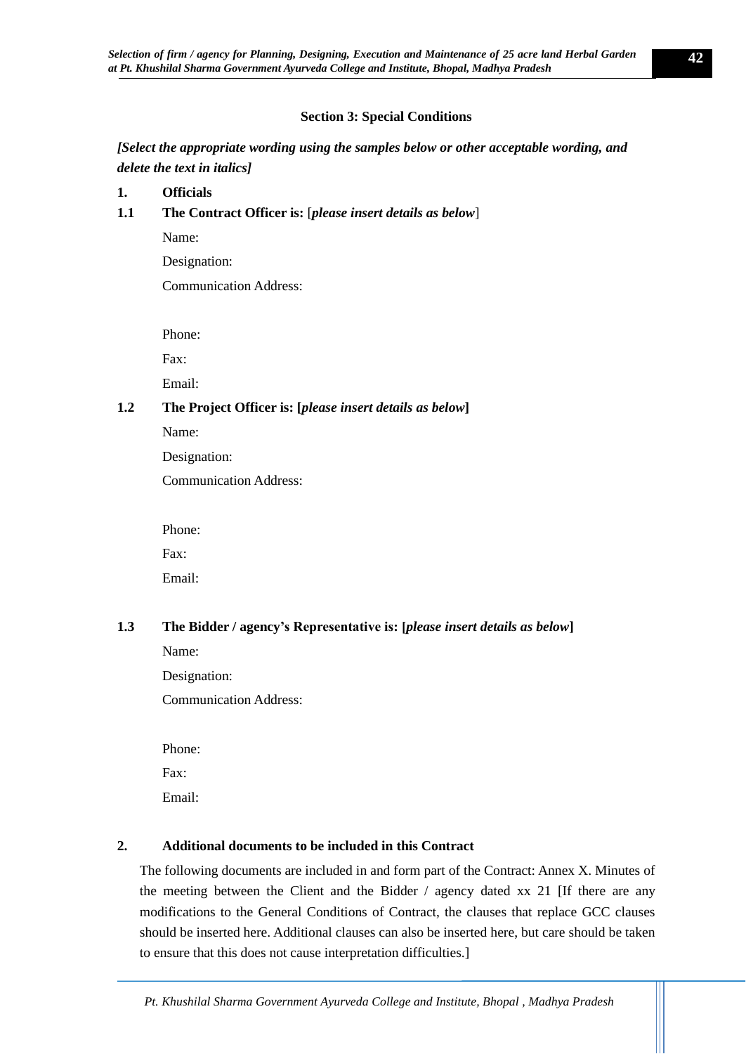## Section 3: Special Conditions

***[Select the appropriate wording using the samples below or other acceptable wording, and delete the text in italics]***

**1. Officials**

**1.1 The Contract Officer is:** [*please insert details as below*]

Name:

Designation:

Communication Address:

Phone:

Fax:

Email:

**1.2 The Project Officer is: [*please insert details as below*]**

Name:

Designation:

Communication Address:

Phone:

Fax:

Email:

**1.3 The Bidder / agency's Representative is: [*please insert details as below*]**

Name:

Designation:

Communication Address:

Phone:

Fax:

Email:

**2. Additional documents to be included in this Contract**

The following documents are included in and form part of the Contract: Annex X. Minutes of the meeting between the Client and the Bidder / agency dated xx 21 [If there are any modifications to the General Conditions of Contract, the clauses that replace GCC clauses should be inserted here. Additional clauses can also be inserted here, but care should be taken to ensure that this does not cause interpretation difficulties.]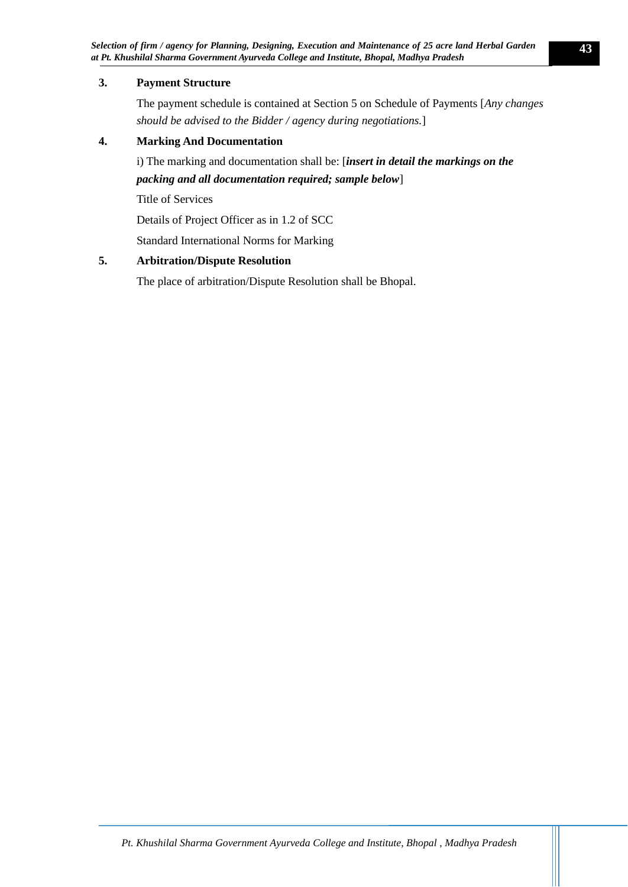**3. Payment Structure**

The payment schedule is contained at Section 5 on Schedule of Payments [*Any changes should be advised to the Bidder / agency during negotiations.*]

**4. Marking And Documentation**

i) The marking and documentation shall be: [***insert in detail the markings on the packing and all documentation required; sample below***]

Title of Services

Details of Project Officer as in 1.2 of SCC

Standard International Norms for Marking

**5. Arbitration/Dispute Resolution**

The place of arbitration/Dispute Resolution shall be Bhopal.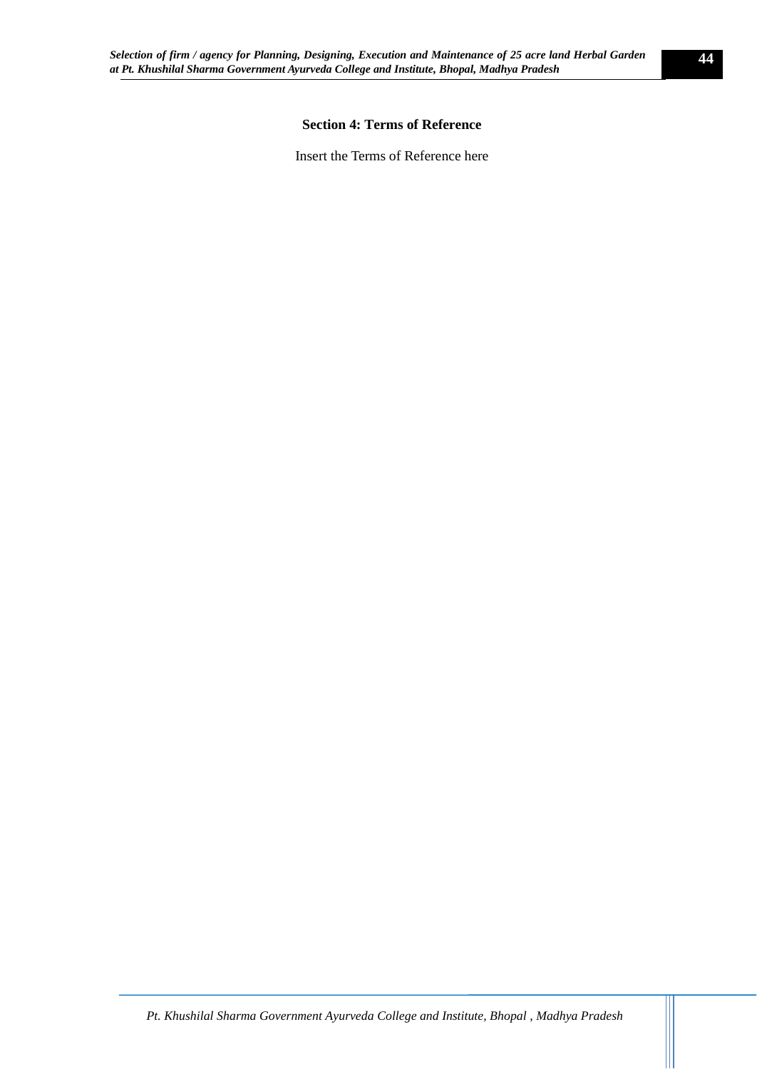## Section 4: Terms of Reference

Insert the Terms of Reference here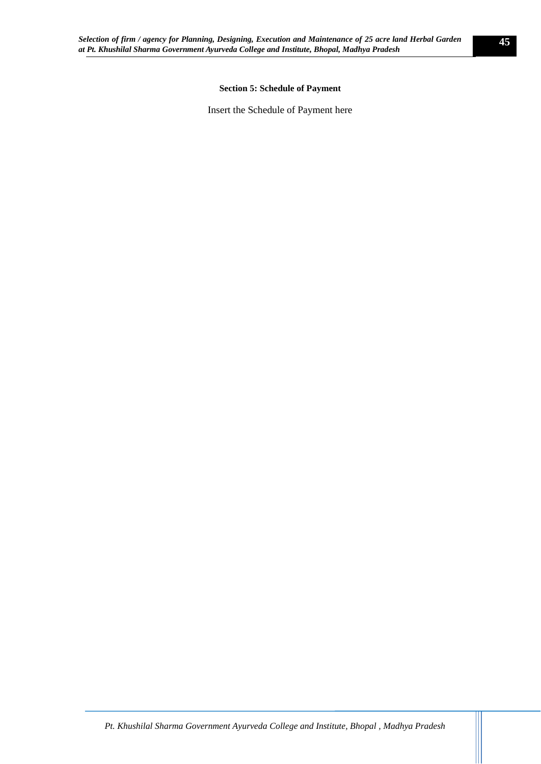**Section 5: Schedule of Payment**

Insert the Schedule of Payment here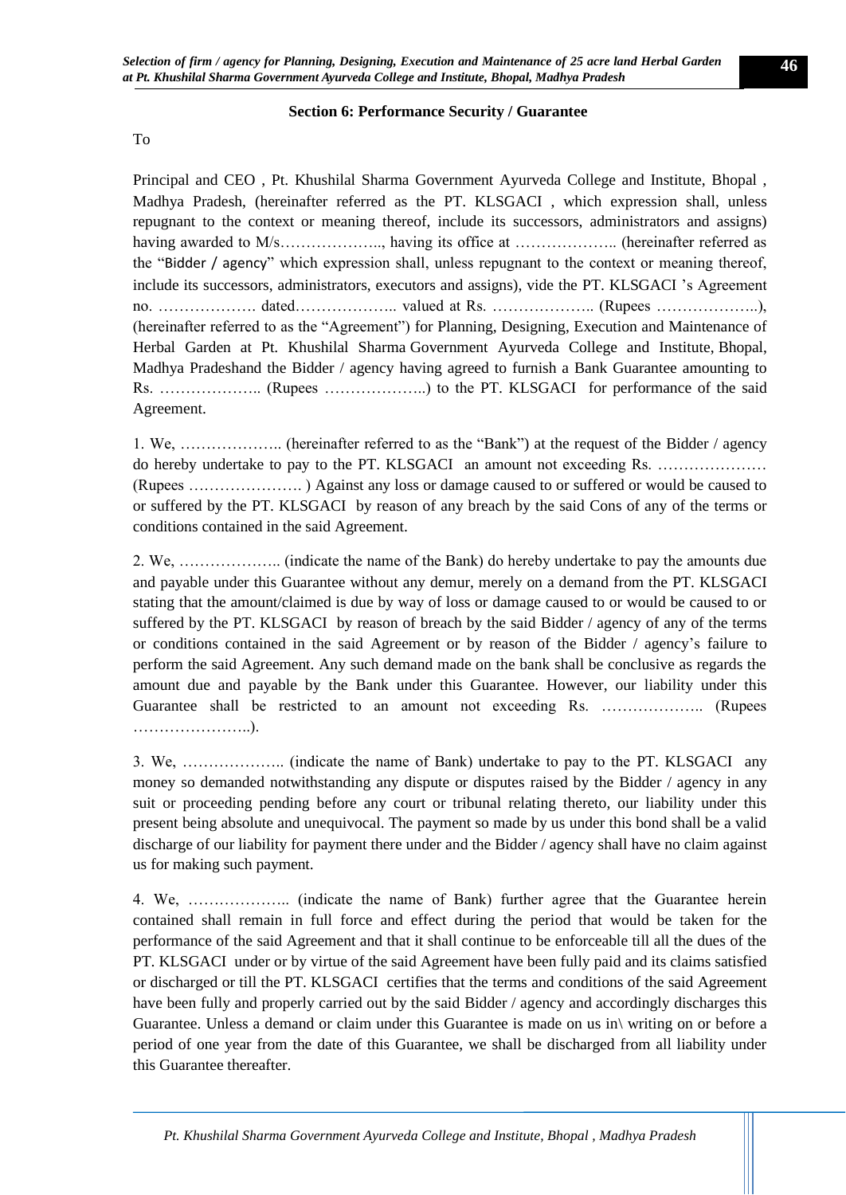**Section 6: Performance Security / Guarantee**

To

Principal and CEO , Pt. Khushilal Sharma Government Ayurveda College and Institute, Bhopal , Madhya Pradesh, (hereinafter referred as the PT. KLSGACI , which expression shall, unless repugnant to the context or meaning thereof, include its successors, administrators and assigns) having awarded to M/s……………….., having its office at ……………….. (hereinafter referred as the "Bidder / agency" which expression shall, unless repugnant to the context or meaning thereof, include its successors, administrators, executors and assigns), vide the PT. KLSGACI 's Agreement no. ………………. dated……………….. valued at Rs. ……………….. (Rupees ………………..), (hereinafter referred to as the "Agreement") for Planning, Designing, Execution and Maintenance of Herbal Garden at Pt. Khushilal Sharma Government Ayurveda College and Institute, Bhopal, Madhya Pradeshand the Bidder / agency having agreed to furnish a Bank Guarantee amounting to Rs. ……………….. (Rupees ………………..) to the PT. KLSGACI for performance of the said Agreement.

1. We, ……………….. (hereinafter referred to as the "Bank") at the request of the Bidder / agency do hereby undertake to pay to the PT. KLSGACI an amount not exceeding Rs. ………………… (Rupees …………………. ) Against any loss or damage caused to or suffered or would be caused to or suffered by the PT. KLSGACI by reason of any breach by the said Cons of any of the terms or conditions contained in the said Agreement.

2. We, ……………….. (indicate the name of the Bank) do hereby undertake to pay the amounts due and payable under this Guarantee without any demur, merely on a demand from the PT. KLSGACI stating that the amount/claimed is due by way of loss or damage caused to or would be caused to or suffered by the PT. KLSGACI by reason of breach by the said Bidder / agency of any of the terms or conditions contained in the said Agreement or by reason of the Bidder / agency's failure to perform the said Agreement. Any such demand made on the bank shall be conclusive as regards the amount due and payable by the Bank under this Guarantee. However, our liability under this Guarantee shall be restricted to an amount not exceeding Rs. ……………….. (Rupees …………………..).

3. We, ……………….. (indicate the name of Bank) undertake to pay to the PT. KLSGACI any money so demanded notwithstanding any dispute or disputes raised by the Bidder / agency in any suit or proceeding pending before any court or tribunal relating thereto, our liability under this present being absolute and unequivocal. The payment so made by us under this bond shall be a valid discharge of our liability for payment there under and the Bidder / agency shall have no claim against us for making such payment.

4. We, ……………….. (indicate the name of Bank) further agree that the Guarantee herein contained shall remain in full force and effect during the period that would be taken for the performance of the said Agreement and that it shall continue to be enforceable till all the dues of the PT. KLSGACI under or by virtue of the said Agreement have been fully paid and its claims satisfied or discharged or till the PT. KLSGACI certifies that the terms and conditions of the said Agreement have been fully and properly carried out by the said Bidder / agency and accordingly discharges this Guarantee. Unless a demand or claim under this Guarantee is made on us in\ writing on or before a period of one year from the date of this Guarantee, we shall be discharged from all liability under this Guarantee thereafter.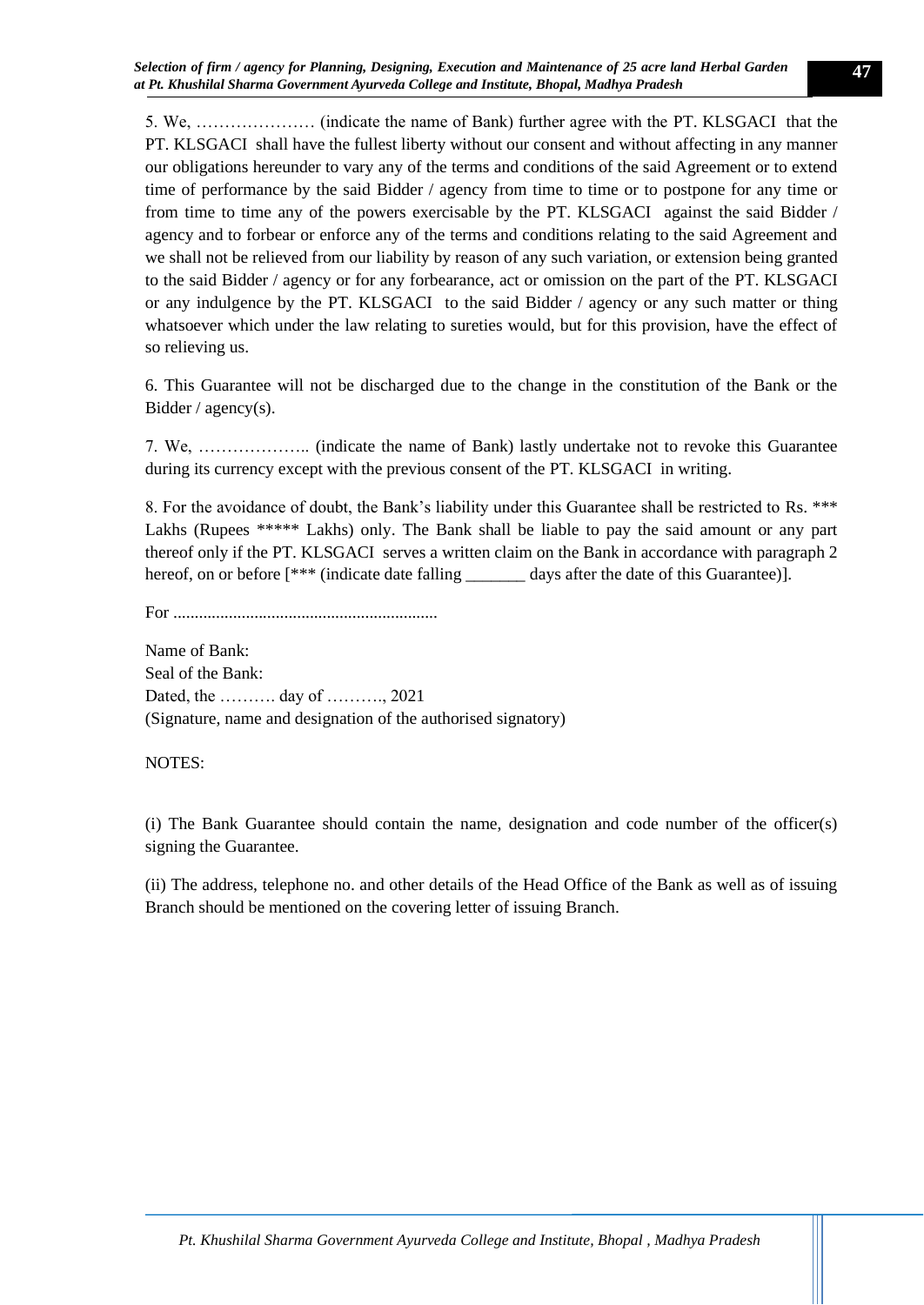5. We, ………………… (indicate the name of Bank) further agree with the PT. KLSGACI that the PT. KLSGACI shall have the fullest liberty without our consent and without affecting in any manner our obligations hereunder to vary any of the terms and conditions of the said Agreement or to extend time of performance by the said Bidder / agency from time to time or to postpone for any time or from time to time any of the powers exercisable by the PT. KLSGACI against the said Bidder / agency and to forbear or enforce any of the terms and conditions relating to the said Agreement and we shall not be relieved from our liability by reason of any such variation, or extension being granted to the said Bidder / agency or for any forbearance, act or omission on the part of the PT. KLSGACI or any indulgence by the PT. KLSGACI to the said Bidder / agency or any such matter or thing whatsoever which under the law relating to sureties would, but for this provision, have the effect of so relieving us.

6. This Guarantee will not be discharged due to the change in the constitution of the Bank or the Bidder / agency(s).

7. We, ……………….. (indicate the name of Bank) lastly undertake not to revoke this Guarantee during its currency except with the previous consent of the PT. KLSGACI in writing.

8. For the avoidance of doubt, the Bank's liability under this Guarantee shall be restricted to Rs. *** Lakhs (Rupees ***** Lakhs) only. The Bank shall be liable to pay the said amount or any part thereof only if the PT. KLSGACI serves a written claim on the Bank in accordance with paragraph 2 hereof, on or before [*** (indicate date falling _______ days after the date of this Guarantee)].

For .............................................................

Name of Bank:
Seal of the Bank:
Dated, the ………. day of ………., 2021
(Signature, name and designation of the authorised signatory)

NOTES:

(i) The Bank Guarantee should contain the name, designation and code number of the officer(s) signing the Guarantee.

(ii) The address, telephone no. and other details of the Head Office of the Bank as well as of issuing Branch should be mentioned on the covering letter of issuing Branch.